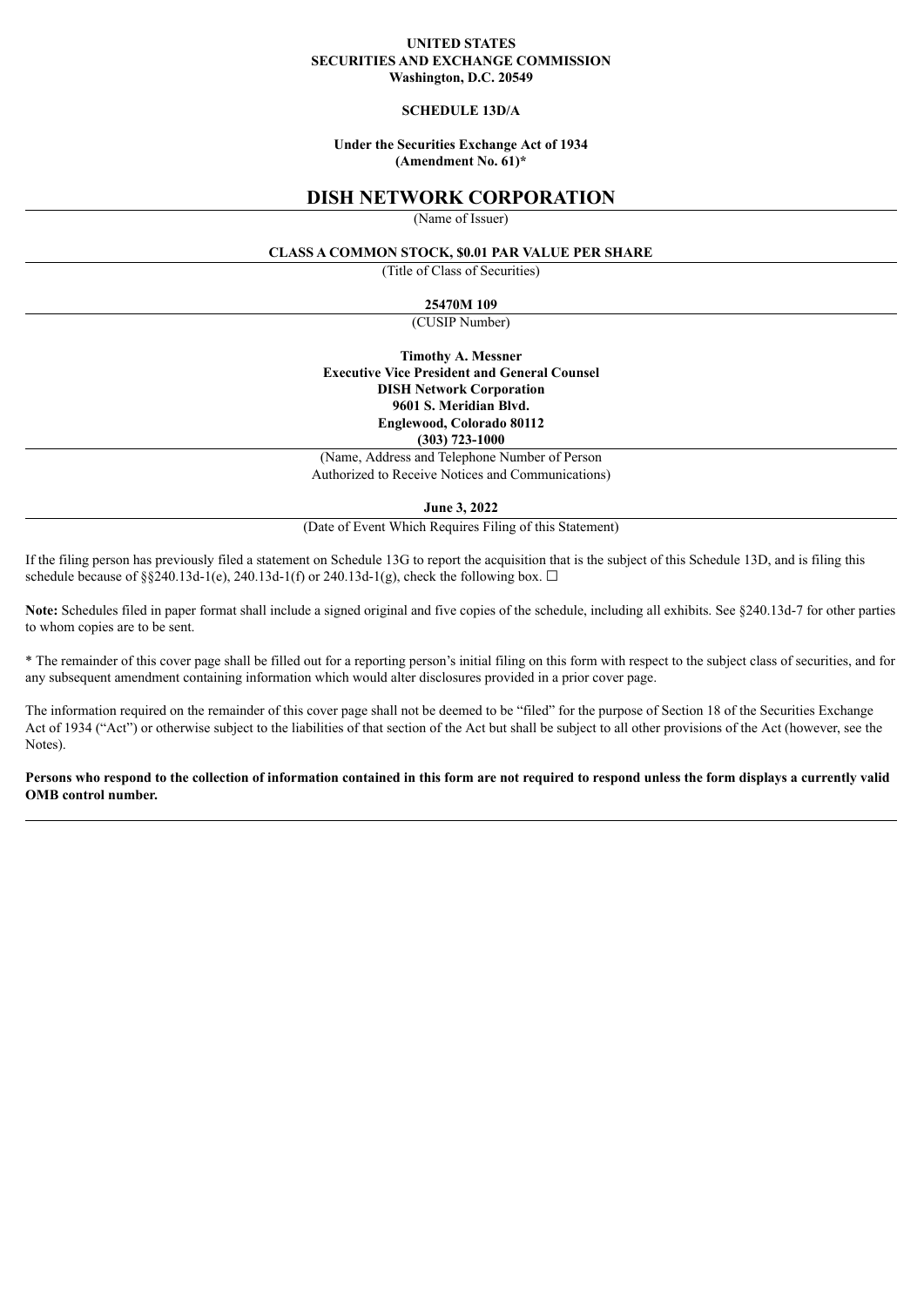**UNITED STATES**
**SECURITIES AND EXCHANGE COMMISSION**
**Washington, D.C. 20549**

**SCHEDULE 13D/A**

**Under the Securities Exchange Act of 1934**
**(Amendment No. 61)***

# DISH NETWORK CORPORATION

(Name of Issuer)

**CLASS A COMMON STOCK, $0.01 PAR VALUE PER SHARE**

(Title of Class of Securities)

**25470M 109**

(CUSIP Number)

**Timothy A. Messner**
**Executive Vice President and General Counsel**
**DISH Network Corporation**
**9601 S. Meridian Blvd.**
**Englewood, Colorado 80112**
**(303) 723-1000**

(Name, Address and Telephone Number of Person Authorized to Receive Notices and Communications)

**June 3, 2022**

(Date of Event Which Requires Filing of this Statement)

If the filing person has previously filed a statement on Schedule 13G to report the acquisition that is the subject of this Schedule 13D, and is filing this schedule because of §§240.13d-1(e), 240.13d-1(f) or 240.13d-1(g), check the following box. ☐

**Note:** Schedules filed in paper format shall include a signed original and five copies of the schedule, including all exhibits. See §240.13d-7 for other parties to whom copies are to be sent.

* The remainder of this cover page shall be filled out for a reporting person's initial filing on this form with respect to the subject class of securities, and for any subsequent amendment containing information which would alter disclosures provided in a prior cover page.

The information required on the remainder of this cover page shall not be deemed to be "filed" for the purpose of Section 18 of the Securities Exchange Act of 1934 ("Act") or otherwise subject to the liabilities of that section of the Act but shall be subject to all other provisions of the Act (however, see the Notes).

**Persons who respond to the collection of information contained in this form are not required to respond unless the form displays a currently valid OMB control number.**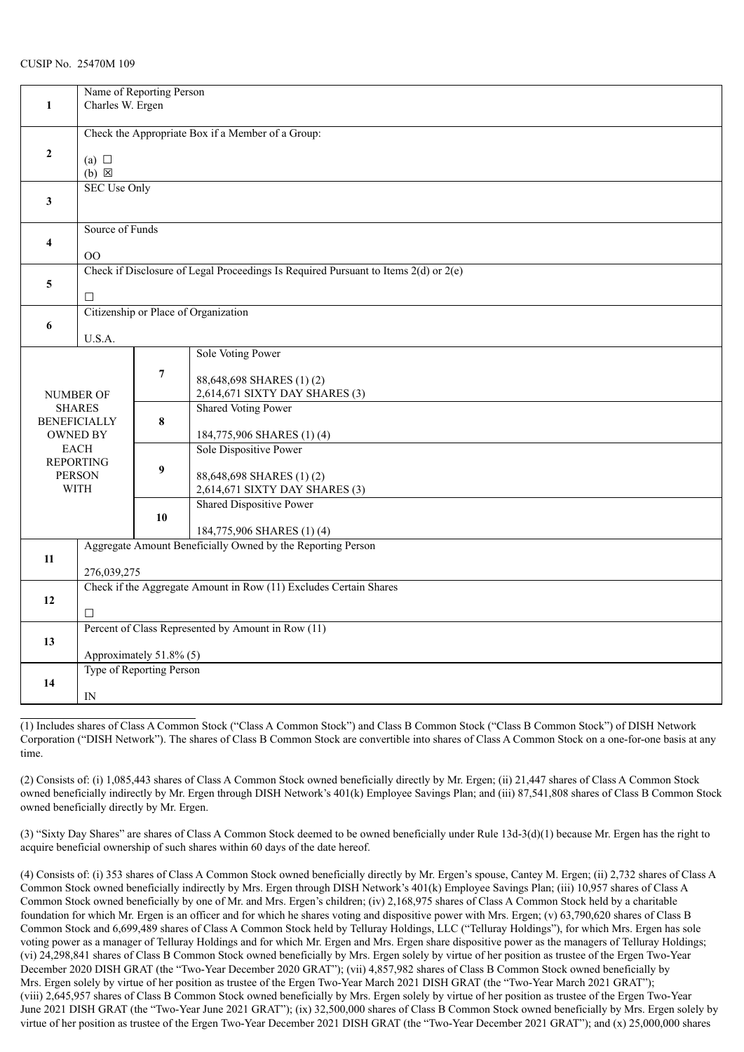CUSIP No. 25470M 109

| 1 | Name of Reporting Person<br>Charles W. Ergen | | |
|---|---|---|---|
| 2 | Check the Appropriate Box if a Member of a Group:<br>(a) ☐<br>(b) ☒ | | |
| 3 | SEC Use Only | | |
| 4 | Source of Funds<br>OO | | |
| 5 | Check if Disclosure of Legal Proceedings Is Required Pursuant to Items 2(d) or 2(e)<br>☐ | | |
| 6 | Citizenship or Place of Organization<br>U.S.A. | | |
| NUMBER OF SHARES BENEFICIALLY OWNED BY EACH REPORTING PERSON WITH | | 7 | Sole Voting Power<br>88,648,698 SHARES (1) (2)<br>2,614,671 SIXTY DAY SHARES (3) |
| | | 8 | Shared Voting Power<br>184,775,906 SHARES (1) (4) |
| | | 9 | Sole Dispositive Power<br>88,648,698 SHARES (1) (2)<br>2,614,671 SIXTY DAY SHARES (3) |
| | | 10 | Shared Dispositive Power<br>184,775,906 SHARES (1) (4) |
| 11 | Aggregate Amount Beneficially Owned by the Reporting Person<br>276,039,275 | | |
| 12 | Check if the Aggregate Amount in Row (11) Excludes Certain Shares<br>☐ | | |
| 13 | Percent of Class Represented by Amount in Row (11)<br>Approximately 51.8% (5) | | |
| 14 | Type of Reporting Person<br>IN | | |

(1) Includes shares of Class A Common Stock ("Class A Common Stock") and Class B Common Stock ("Class B Common Stock") of DISH Network Corporation ("DISH Network"). The shares of Class B Common Stock are convertible into shares of Class A Common Stock on a one-for-one basis at any time.

(2) Consists of: (i) 1,085,443 shares of Class A Common Stock owned beneficially directly by Mr. Ergen; (ii) 21,447 shares of Class A Common Stock owned beneficially indirectly by Mr. Ergen through DISH Network's 401(k) Employee Savings Plan; and (iii) 87,541,808 shares of Class B Common Stock owned beneficially directly by Mr. Ergen.

(3) "Sixty Day Shares" are shares of Class A Common Stock deemed to be owned beneficially under Rule 13d-3(d)(1) because Mr. Ergen has the right to acquire beneficial ownership of such shares within 60 days of the date hereof.

(4) Consists of: (i) 353 shares of Class A Common Stock owned beneficially directly by Mr. Ergen's spouse, Cantey M. Ergen; (ii) 2,732 shares of Class A Common Stock owned beneficially indirectly by Mrs. Ergen through DISH Network's 401(k) Employee Savings Plan; (iii) 10,957 shares of Class A Common Stock owned beneficially by one of Mr. and Mrs. Ergen's children; (iv) 2,168,975 shares of Class A Common Stock held by a charitable foundation for which Mr. Ergen is an officer and for which he shares voting and dispositive power with Mrs. Ergen; (v) 63,790,620 shares of Class B Common Stock and 6,699,489 shares of Class A Common Stock held by Telluray Holdings, LLC ("Telluray Holdings"), for which Mrs. Ergen has sole voting power as a manager of Telluray Holdings and for which Mr. Ergen and Mrs. Ergen share dispositive power as the managers of Telluray Holdings; (vi) 24,298,841 shares of Class B Common Stock owned beneficially by Mrs. Ergen solely by virtue of her position as trustee of the Ergen Two-Year December 2020 DISH GRAT (the "Two-Year December 2020 GRAT"); (vii) 4,857,982 shares of Class B Common Stock owned beneficially by Mrs. Ergen solely by virtue of her position as trustee of the Ergen Two-Year March 2021 DISH GRAT (the "Two-Year March 2021 GRAT"); (viii) 2,645,957 shares of Class B Common Stock owned beneficially by Mrs. Ergen solely by virtue of her position as trustee of the Ergen Two-Year June 2021 DISH GRAT (the "Two-Year June 2021 GRAT"); (ix) 32,500,000 shares of Class B Common Stock owned beneficially by Mrs. Ergen solely by virtue of her position as trustee of the Ergen Two-Year December 2021 DISH GRAT (the "Two-Year December 2021 GRAT"); and (x) 25,000,000 shares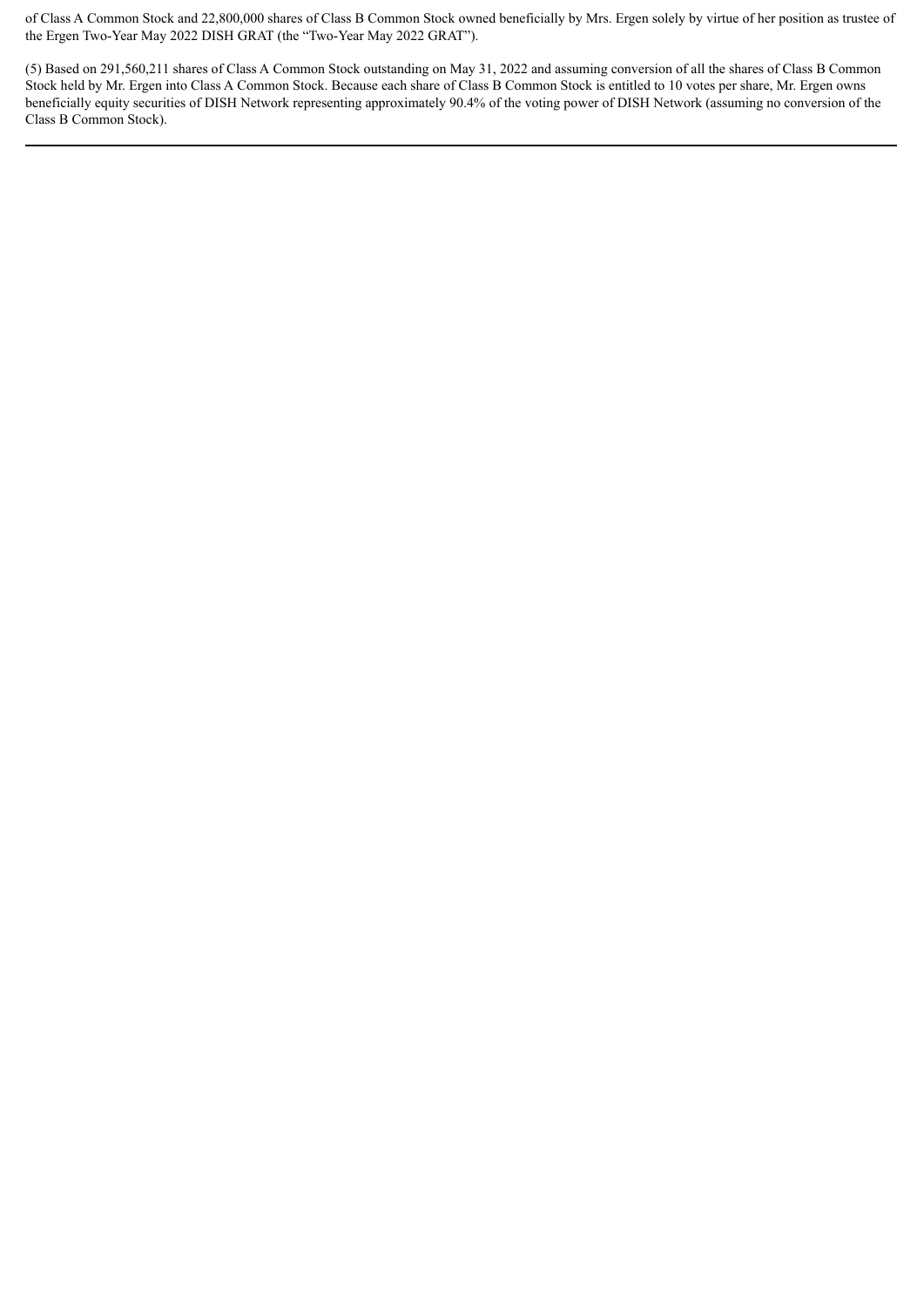of Class A Common Stock and 22,800,000 shares of Class B Common Stock owned beneficially by Mrs. Ergen solely by virtue of her position as trustee of the Ergen Two-Year May 2022 DISH GRAT (the "Two-Year May 2022 GRAT").

(5) Based on 291,560,211 shares of Class A Common Stock outstanding on May 31, 2022 and assuming conversion of all the shares of Class B Common Stock held by Mr. Ergen into Class A Common Stock. Because each share of Class B Common Stock is entitled to 10 votes per share, Mr. Ergen owns beneficially equity securities of DISH Network representing approximately 90.4% of the voting power of DISH Network (assuming no conversion of the Class B Common Stock).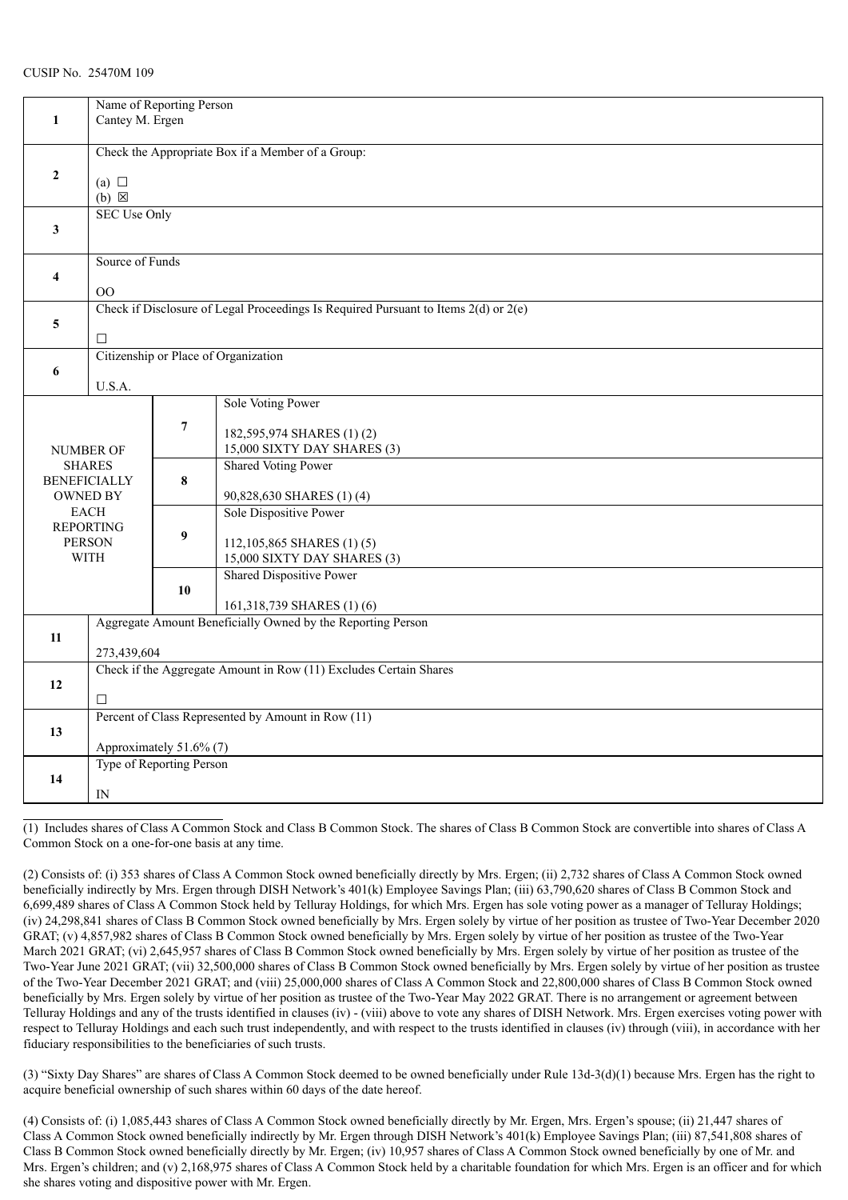CUSIP No. 25470M 109

| | | | |
|---|---|---|---|
| **1** | Name of Reporting Person<br>Cantey M. Ergen | | |
| **2** | Check the Appropriate Box if a Member of a Group:<br>(a) ☐<br>(b) ☒ | | |
| **3** | SEC Use Only | | |
| **4** | Source of Funds<br>OO | | |
| **5** | Check if Disclosure of Legal Proceedings Is Required Pursuant to Items 2(d) or 2(e)<br>☐ | | |
| **6** | Citizenship or Place of Organization<br>U.S.A. | | |
| NUMBER OF SHARES BENEFICIALLY OWNED BY EACH REPORTING PERSON WITH | | **7** | Sole Voting Power<br>182,595,974 SHARES (1) (2)<br>15,000 SIXTY DAY SHARES (3) |
| | | **8** | Shared Voting Power<br>90,828,630 SHARES (1) (4) |
| | | **9** | Sole Dispositive Power<br>112,105,865 SHARES (1) (5)<br>15,000 SIXTY DAY SHARES (3) |
| | | **10** | Shared Dispositive Power<br>161,318,739 SHARES (1) (6) |
| **11** | Aggregate Amount Beneficially Owned by the Reporting Person<br>273,439,604 | | |
| **12** | Check if the Aggregate Amount in Row (11) Excludes Certain Shares<br>☐ | | |
| **13** | Percent of Class Represented by Amount in Row (11)<br>Approximately 51.6% (7) | | |
| **14** | Type of Reporting Person<br>IN | | |

(1) Includes shares of Class A Common Stock and Class B Common Stock. The shares of Class B Common Stock are convertible into shares of Class A Common Stock on a one-for-one basis at any time.

(2) Consists of: (i) 353 shares of Class A Common Stock owned beneficially directly by Mrs. Ergen; (ii) 2,732 shares of Class A Common Stock owned beneficially indirectly by Mrs. Ergen through DISH Network's 401(k) Employee Savings Plan; (iii) 63,790,620 shares of Class B Common Stock and 6,699,489 shares of Class A Common Stock held by Telluray Holdings, for which Mrs. Ergen has sole voting power as a manager of Telluray Holdings; (iv) 24,298,841 shares of Class B Common Stock owned beneficially by Mrs. Ergen solely by virtue of her position as trustee of Two-Year December 2020 GRAT; (v) 4,857,982 shares of Class B Common Stock owned beneficially by Mrs. Ergen solely by virtue of her position as trustee of the Two-Year March 2021 GRAT; (vi) 2,645,957 shares of Class B Common Stock owned beneficially by Mrs. Ergen solely by virtue of her position as trustee of the Two-Year June 2021 GRAT; (vii) 32,500,000 shares of Class B Common Stock owned beneficially by Mrs. Ergen solely by virtue of her position as trustee of the Two-Year December 2021 GRAT; and (viii) 25,000,000 shares of Class A Common Stock and 22,800,000 shares of Class B Common Stock owned beneficially by Mrs. Ergen solely by virtue of her position as trustee of the Two-Year May 2022 GRAT. There is no arrangement or agreement between Telluray Holdings and any of the trusts identified in clauses (iv) - (viii) above to vote any shares of DISH Network. Mrs. Ergen exercises voting power with respect to Telluray Holdings and each such trust independently, and with respect to the trusts identified in clauses (iv) through (viii), in accordance with her fiduciary responsibilities to the beneficiaries of such trusts.

(3) "Sixty Day Shares" are shares of Class A Common Stock deemed to be owned beneficially under Rule 13d-3(d)(1) because Mrs. Ergen has the right to acquire beneficial ownership of such shares within 60 days of the date hereof.

(4) Consists of: (i) 1,085,443 shares of Class A Common Stock owned beneficially directly by Mr. Ergen, Mrs. Ergen's spouse; (ii) 21,447 shares of Class A Common Stock owned beneficially indirectly by Mr. Ergen through DISH Network's 401(k) Employee Savings Plan; (iii) 87,541,808 shares of Class B Common Stock owned beneficially directly by Mr. Ergen; (iv) 10,957 shares of Class A Common Stock owned beneficially by one of Mr. and Mrs. Ergen's children; and (v) 2,168,975 shares of Class A Common Stock held by a charitable foundation for which Mrs. Ergen is an officer and for which she shares voting and dispositive power with Mr. Ergen.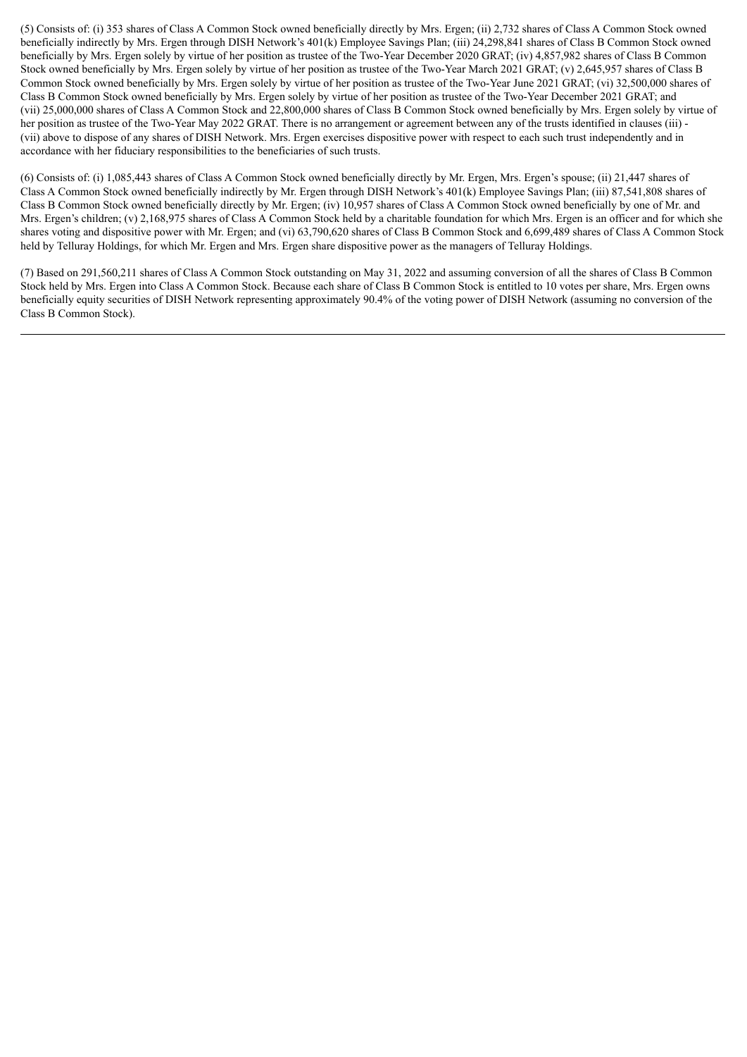(5) Consists of: (i) 353 shares of Class A Common Stock owned beneficially directly by Mrs. Ergen; (ii) 2,732 shares of Class A Common Stock owned beneficially indirectly by Mrs. Ergen through DISH Network's 401(k) Employee Savings Plan; (iii) 24,298,841 shares of Class B Common Stock owned beneficially by Mrs. Ergen solely by virtue of her position as trustee of the Two-Year December 2020 GRAT; (iv) 4,857,982 shares of Class B Common Stock owned beneficially by Mrs. Ergen solely by virtue of her position as trustee of the Two-Year March 2021 GRAT; (v) 2,645,957 shares of Class B Common Stock owned beneficially by Mrs. Ergen solely by virtue of her position as trustee of the Two-Year June 2021 GRAT; (vi) 32,500,000 shares of Class B Common Stock owned beneficially by Mrs. Ergen solely by virtue of her position as trustee of the Two-Year December 2021 GRAT; and (vii) 25,000,000 shares of Class A Common Stock and 22,800,000 shares of Class B Common Stock owned beneficially by Mrs. Ergen solely by virtue of her position as trustee of the Two-Year May 2022 GRAT. There is no arrangement or agreement between any of the trusts identified in clauses (iii) - (vii) above to dispose of any shares of DISH Network. Mrs. Ergen exercises dispositive power with respect to each such trust independently and in accordance with her fiduciary responsibilities to the beneficiaries of such trusts.

(6) Consists of: (i) 1,085,443 shares of Class A Common Stock owned beneficially directly by Mr. Ergen, Mrs. Ergen's spouse; (ii) 21,447 shares of Class A Common Stock owned beneficially indirectly by Mr. Ergen through DISH Network's 401(k) Employee Savings Plan; (iii) 87,541,808 shares of Class B Common Stock owned beneficially directly by Mr. Ergen; (iv) 10,957 shares of Class A Common Stock owned beneficially by one of Mr. and Mrs. Ergen's children; (v) 2,168,975 shares of Class A Common Stock held by a charitable foundation for which Mrs. Ergen is an officer and for which she shares voting and dispositive power with Mr. Ergen; and (vi) 63,790,620 shares of Class B Common Stock and 6,699,489 shares of Class A Common Stock held by Telluray Holdings, for which Mr. Ergen and Mrs. Ergen share dispositive power as the managers of Telluray Holdings.

(7) Based on 291,560,211 shares of Class A Common Stock outstanding on May 31, 2022 and assuming conversion of all the shares of Class B Common Stock held by Mrs. Ergen into Class A Common Stock. Because each share of Class B Common Stock is entitled to 10 votes per share, Mrs. Ergen owns beneficially equity securities of DISH Network representing approximately 90.4% of the voting power of DISH Network (assuming no conversion of the Class B Common Stock).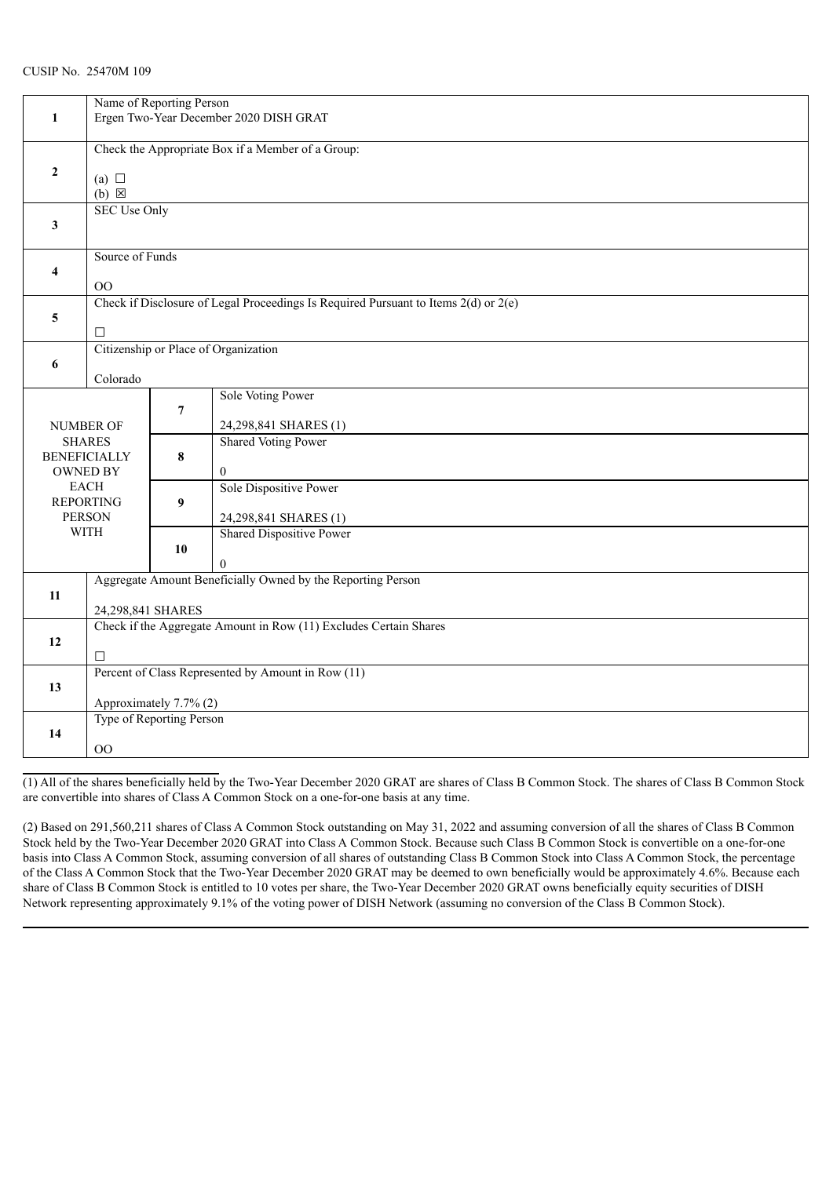CUSIP No. 25470M 109

| | | | |
|---|---|---|---|
| 1 | Name of Reporting Person<br>Ergen Two-Year December 2020 DISH GRAT | | |
| 2 | Check the Appropriate Box if a Member of a Group:<br>(a) ☐<br>(b) ☒ | | |
| 3 | SEC Use Only | | |
| 4 | Source of Funds<br>OO | | |
| 5 | Check if Disclosure of Legal Proceedings Is Required Pursuant to Items 2(d) or 2(e)<br>☐ | | |
| 6 | Citizenship or Place of Organization<br>Colorado | | |
| NUMBER OF SHARES BENEFICIALLY OWNED BY EACH REPORTING PERSON WITH | | 7 | Sole Voting Power<br>24,298,841 SHARES (1) |
| | | 8 | Shared Voting Power<br>0 |
| | | 9 | Sole Dispositive Power<br>24,298,841 SHARES (1) |
| | | 10 | Shared Dispositive Power<br>0 |
| 11 | Aggregate Amount Beneficially Owned by the Reporting Person<br>24,298,841 SHARES | | |
| 12 | Check if the Aggregate Amount in Row (11) Excludes Certain Shares<br>☐ | | |
| 13 | Percent of Class Represented by Amount in Row (11)<br>Approximately 7.7% (2) | | |
| 14 | Type of Reporting Person<br>OO | | |

(1) All of the shares beneficially held by the Two-Year December 2020 GRAT are shares of Class B Common Stock. The shares of Class B Common Stock are convertible into shares of Class A Common Stock on a one-for-one basis at any time.

(2) Based on 291,560,211 shares of Class A Common Stock outstanding on May 31, 2022 and assuming conversion of all the shares of Class B Common Stock held by the Two-Year December 2020 GRAT into Class A Common Stock. Because such Class B Common Stock is convertible on a one-for-one basis into Class A Common Stock, assuming conversion of all shares of outstanding Class B Common Stock into Class A Common Stock, the percentage of the Class A Common Stock that the Two-Year December 2020 GRAT may be deemed to own beneficially would be approximately 4.6%. Because each share of Class B Common Stock is entitled to 10 votes per share, the Two-Year December 2020 GRAT owns beneficially equity securities of DISH Network representing approximately 9.1% of the voting power of DISH Network (assuming no conversion of the Class B Common Stock).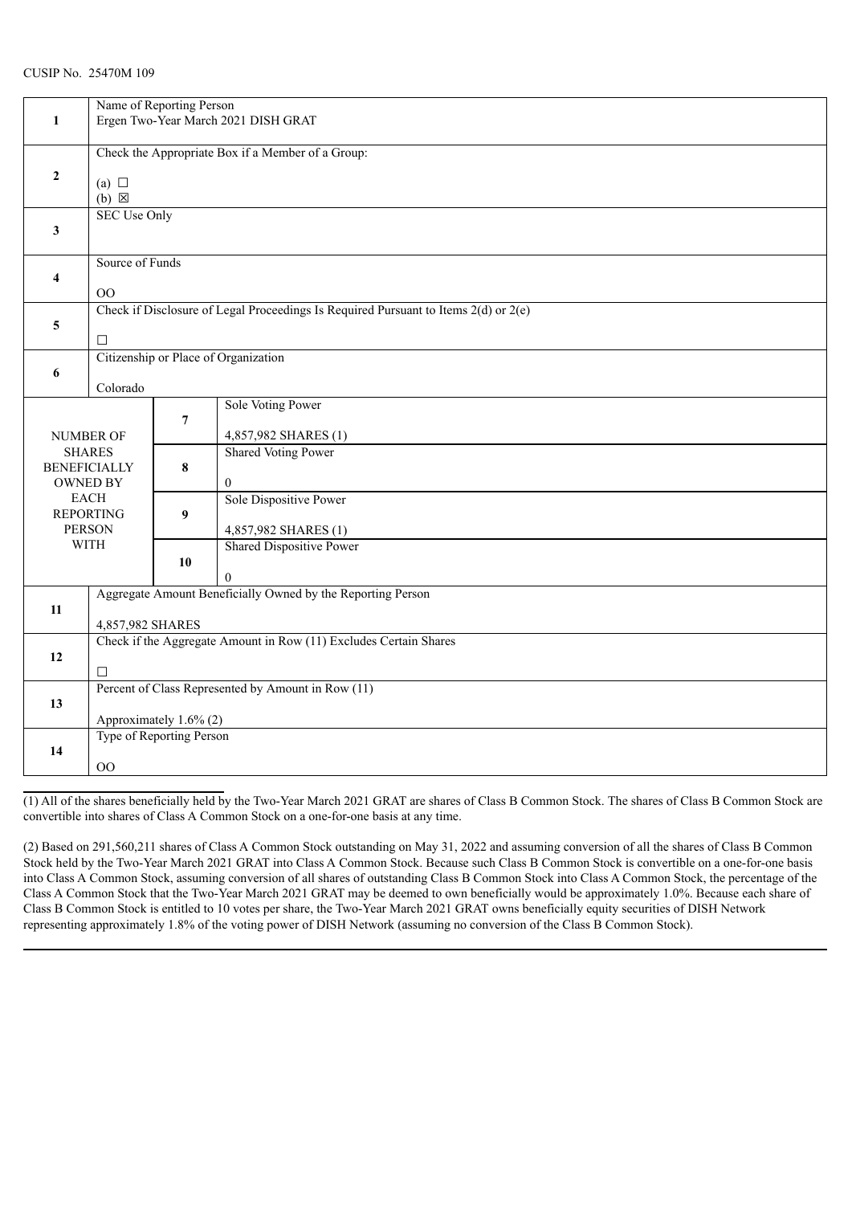CUSIP No. 25470M 109

| | | | |
|---|---|---|---|
| 1 | Name of Reporting Person<br>Ergen Two-Year March 2021 DISH GRAT | | |
| 2 | Check the Appropriate Box if a Member of a Group:<br>(a) ☐<br>(b) ☒ | | |
| 3 | SEC Use Only | | |
| 4 | Source of Funds<br>OO | | |
| 5 | Check if Disclosure of Legal Proceedings Is Required Pursuant to Items 2(d) or 2(e)<br>☐ | | |
| 6 | Citizenship or Place of Organization<br>Colorado | | |
| NUMBER OF SHARES BENEFICIALLY OWNED BY EACH REPORTING PERSON WITH | | 7 | Sole Voting Power<br>4,857,982 SHARES (1) |
| | | 8 | Shared Voting Power<br>0 |
| | | 9 | Sole Dispositive Power<br>4,857,982 SHARES (1) |
| | | 10 | Shared Dispositive Power<br>0 |
| 11 | Aggregate Amount Beneficially Owned by the Reporting Person<br>4,857,982 SHARES | | |
| 12 | Check if the Aggregate Amount in Row (11) Excludes Certain Shares<br>☐ | | |
| 13 | Percent of Class Represented by Amount in Row (11)<br>Approximately 1.6% (2) | | |
| 14 | Type of Reporting Person<br>OO | | |

(1) All of the shares beneficially held by the Two-Year March 2021 GRAT are shares of Class B Common Stock. The shares of Class B Common Stock are convertible into shares of Class A Common Stock on a one-for-one basis at any time.

(2) Based on 291,560,211 shares of Class A Common Stock outstanding on May 31, 2022 and assuming conversion of all the shares of Class B Common Stock held by the Two-Year March 2021 GRAT into Class A Common Stock. Because such Class B Common Stock is convertible on a one-for-one basis into Class A Common Stock, assuming conversion of all shares of outstanding Class B Common Stock into Class A Common Stock, the percentage of the Class A Common Stock that the Two-Year March 2021 GRAT may be deemed to own beneficially would be approximately 1.0%. Because each share of Class B Common Stock is entitled to 10 votes per share, the Two-Year March 2021 GRAT owns beneficially equity securities of DISH Network representing approximately 1.8% of the voting power of DISH Network (assuming no conversion of the Class B Common Stock).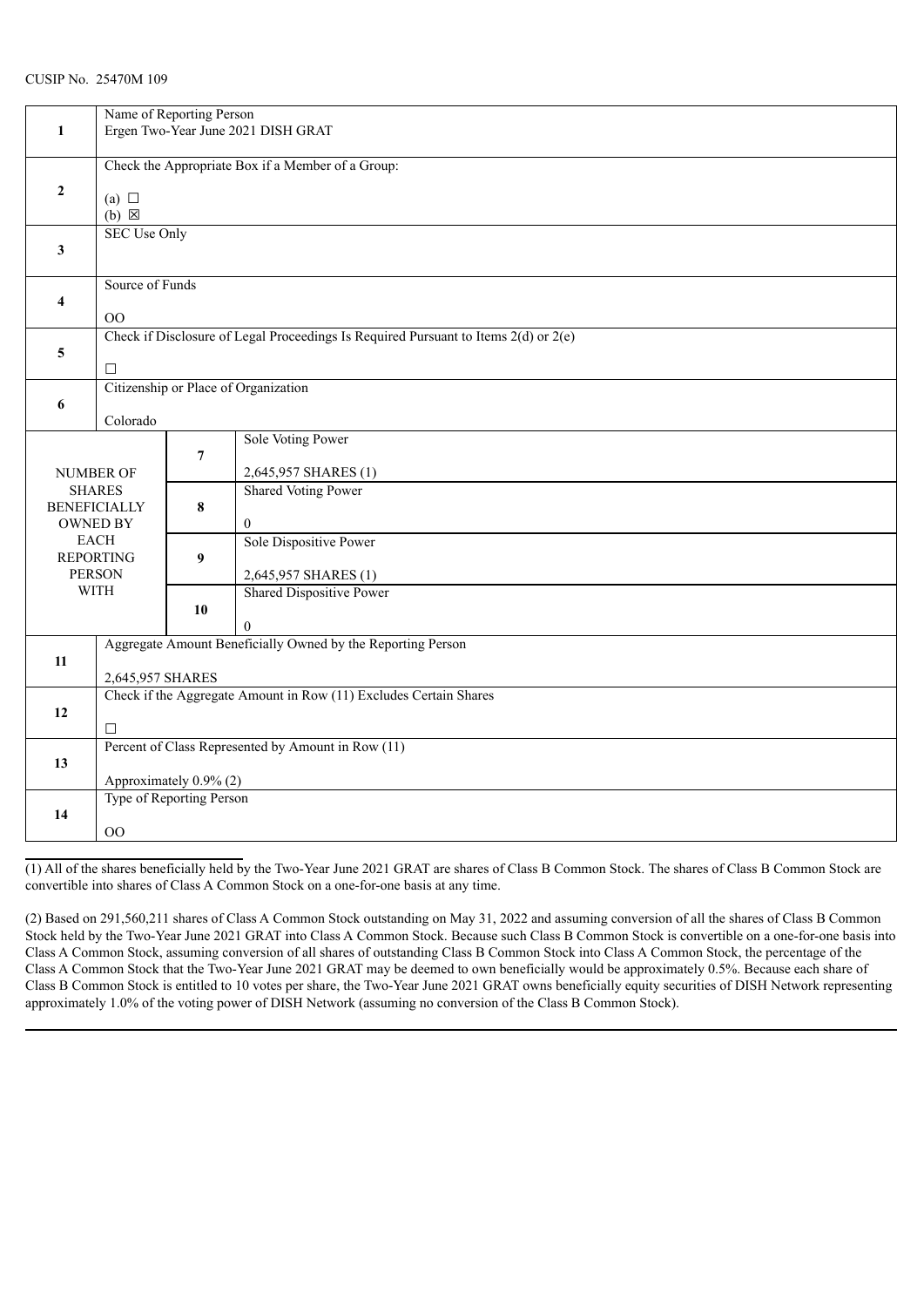CUSIP No. 25470M 109

| | | | |
|---|---|---|---|
| 1 | Name of Reporting Person<br>Ergen Two-Year June 2021 DISH GRAT | | |
| 2 | Check the Appropriate Box if a Member of a Group:<br>(a) ☐<br>(b) ☒ | | |
| 3 | SEC Use Only | | |
| 4 | Source of Funds<br>OO | | |
| 5 | Check if Disclosure of Legal Proceedings Is Required Pursuant to Items 2(d) or 2(e)<br>☐ | | |
| 6 | Citizenship or Place of Organization<br>Colorado | | |
| NUMBER OF SHARES BENEFICIALLY OWNED BY EACH REPORTING PERSON WITH | | 7 | Sole Voting Power<br>2,645,957 SHARES (1) |
| | | 8 | Shared Voting Power<br>0 |
| | | 9 | Sole Dispositive Power<br>2,645,957 SHARES (1) |
| | | 10 | Shared Dispositive Power<br>0 |
| 11 | Aggregate Amount Beneficially Owned by the Reporting Person<br>2,645,957 SHARES | | |
| 12 | Check if the Aggregate Amount in Row (11) Excludes Certain Shares<br>☐ | | |
| 13 | Percent of Class Represented by Amount in Row (11)<br>Approximately 0.9% (2) | | |
| 14 | Type of Reporting Person<br>OO | | |

(1) All of the shares beneficially held by the Two-Year June 2021 GRAT are shares of Class B Common Stock. The shares of Class B Common Stock are convertible into shares of Class A Common Stock on a one-for-one basis at any time.

(2) Based on 291,560,211 shares of Class A Common Stock outstanding on May 31, 2022 and assuming conversion of all the shares of Class B Common Stock held by the Two-Year June 2021 GRAT into Class A Common Stock. Because such Class B Common Stock is convertible on a one-for-one basis into Class A Common Stock, assuming conversion of all shares of outstanding Class B Common Stock into Class A Common Stock, the percentage of the Class A Common Stock that the Two-Year June 2021 GRAT may be deemed to own beneficially would be approximately 0.5%. Because each share of Class B Common Stock is entitled to 10 votes per share, the Two-Year June 2021 GRAT owns beneficially equity securities of DISH Network representing approximately 1.0% of the voting power of DISH Network (assuming no conversion of the Class B Common Stock).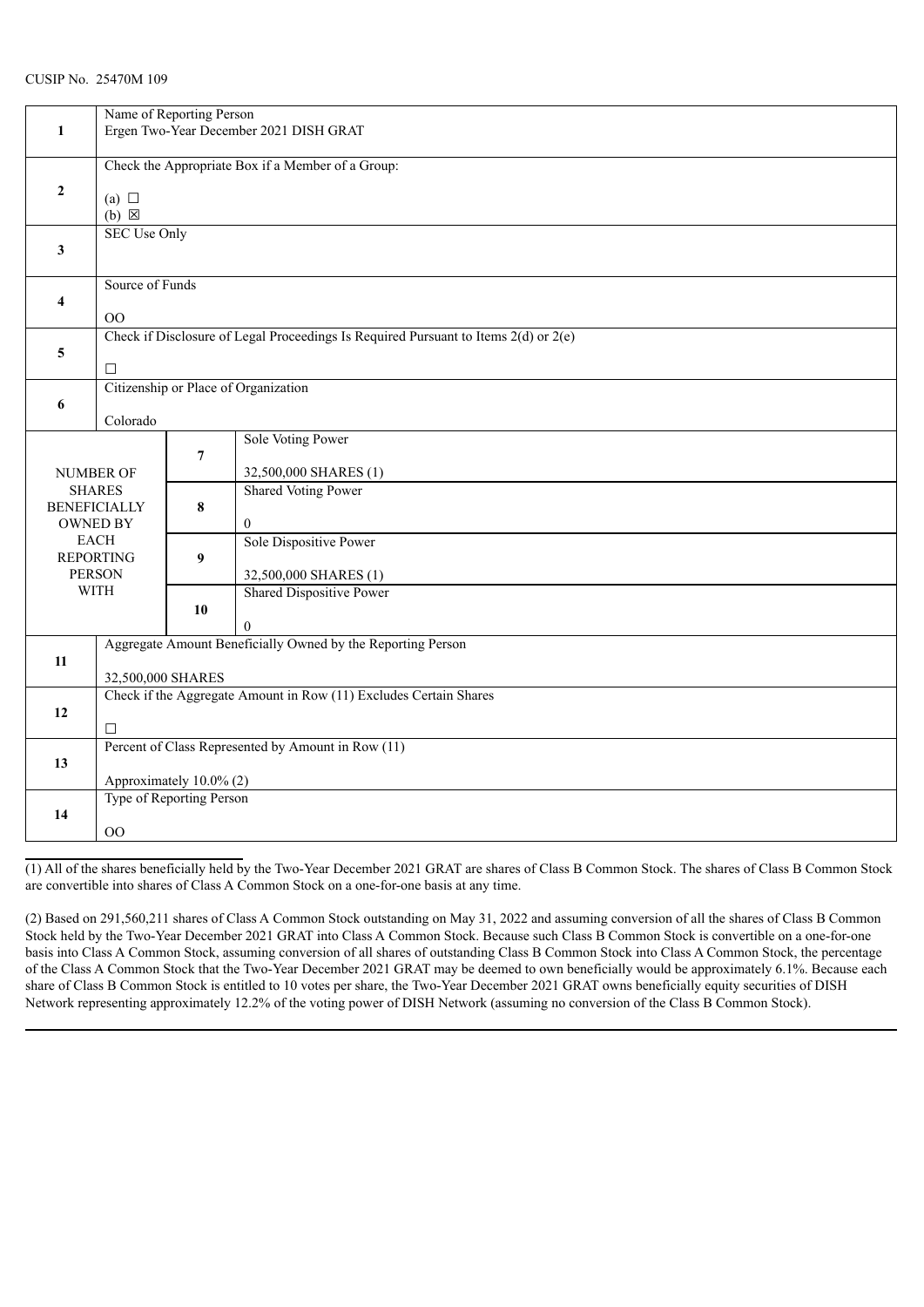CUSIP No. 25470M 109

| | | | |
|---|---|---|---|
| 1 | Name of Reporting Person<br>Ergen Two-Year December 2021 DISH GRAT | | |
| 2 | Check the Appropriate Box if a Member of a Group:<br>(a) ☐<br>(b) ☒ | | |
| 3 | SEC Use Only | | |
| 4 | Source of Funds<br>OO | | |
| 5 | Check if Disclosure of Legal Proceedings Is Required Pursuant to Items 2(d) or 2(e)<br>☐ | | |
| 6 | Citizenship or Place of Organization<br>Colorado | | |
| NUMBER OF SHARES BENEFICIALLY OWNED BY EACH REPORTING PERSON WITH | | 7 | Sole Voting Power<br>32,500,000 SHARES (1) |
| | | 8 | Shared Voting Power<br>0 |
| | | 9 | Sole Dispositive Power<br>32,500,000 SHARES (1) |
| | | 10 | Shared Dispositive Power<br>0 |
| 11 | Aggregate Amount Beneficially Owned by the Reporting Person<br>32,500,000 SHARES | | |
| 12 | Check if the Aggregate Amount in Row (11) Excludes Certain Shares<br>☐ | | |
| 13 | Percent of Class Represented by Amount in Row (11)<br>Approximately 10.0% (2) | | |
| 14 | Type of Reporting Person<br>OO | | |

(1) All of the shares beneficially held by the Two-Year December 2021 GRAT are shares of Class B Common Stock. The shares of Class B Common Stock are convertible into shares of Class A Common Stock on a one-for-one basis at any time.

(2) Based on 291,560,211 shares of Class A Common Stock outstanding on May 31, 2022 and assuming conversion of all the shares of Class B Common Stock held by the Two-Year December 2021 GRAT into Class A Common Stock. Because such Class B Common Stock is convertible on a one-for-one basis into Class A Common Stock, assuming conversion of all shares of outstanding Class B Common Stock into Class A Common Stock, the percentage of the Class A Common Stock that the Two-Year December 2021 GRAT may be deemed to own beneficially would be approximately 6.1%. Because each share of Class B Common Stock is entitled to 10 votes per share, the Two-Year December 2021 GRAT owns beneficially equity securities of DISH Network representing approximately 12.2% of the voting power of DISH Network (assuming no conversion of the Class B Common Stock).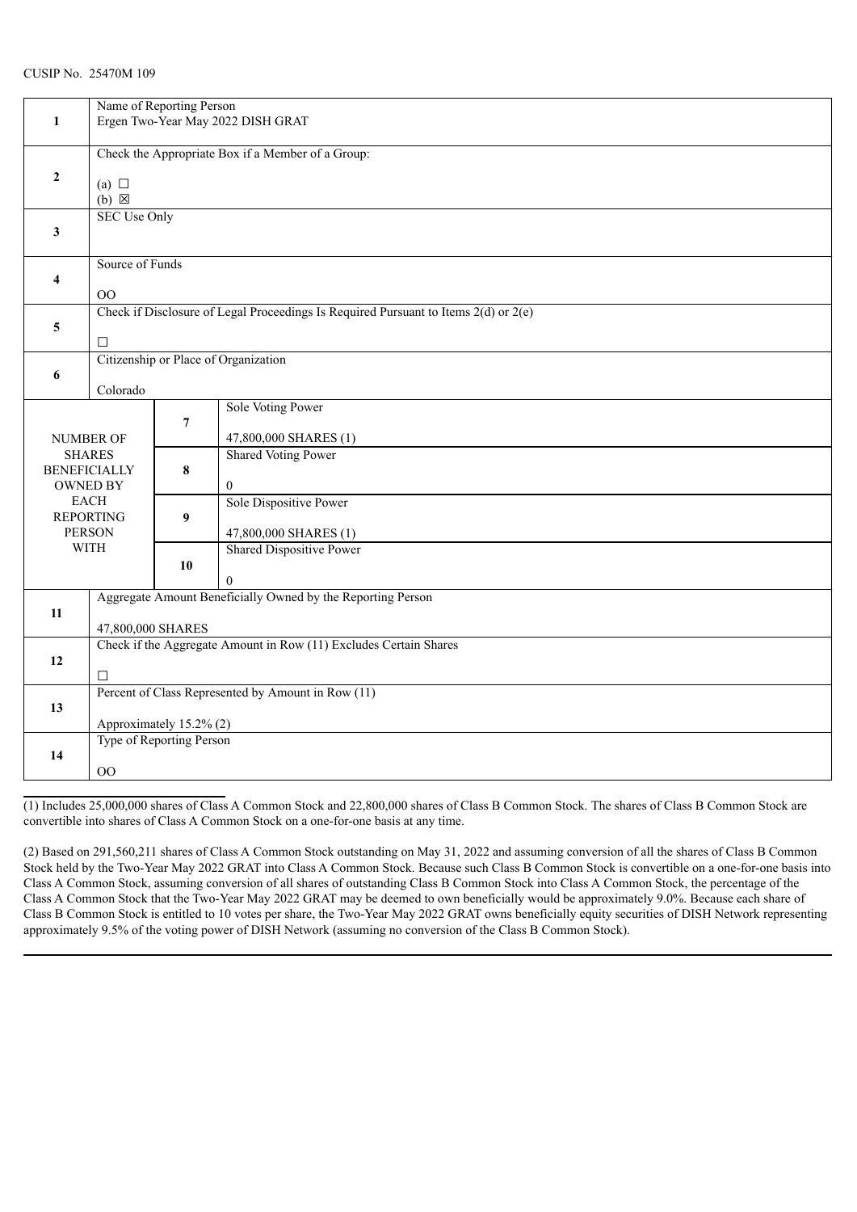CUSIP No. 25470M 109

| | | | |
|---|---|---|---|
| 1 | Name of Reporting Person<br>Ergen Two-Year May 2022 DISH GRAT | | |
| 2 | Check the Appropriate Box if a Member of a Group:<br>(a) ☐<br>(b) ☒ | | |
| 3 | SEC Use Only | | |
| 4 | Source of Funds<br>OO | | |
| 5 | Check if Disclosure of Legal Proceedings Is Required Pursuant to Items 2(d) or 2(e)<br>☐ | | |
| 6 | Citizenship or Place of Organization<br>Colorado | | |
| NUMBER OF SHARES BENEFICIALLY OWNED BY EACH REPORTING PERSON WITH | | 7 | Sole Voting Power<br>47,800,000 SHARES (1) |
| | | 8 | Shared Voting Power<br>0 |
| | | 9 | Sole Dispositive Power<br>47,800,000 SHARES (1) |
| | | 10 | Shared Dispositive Power<br>0 |
| 11 | Aggregate Amount Beneficially Owned by the Reporting Person<br>47,800,000 SHARES | | |
| 12 | Check if the Aggregate Amount in Row (11) Excludes Certain Shares<br>☐ | | |
| 13 | Percent of Class Represented by Amount in Row (11)<br>Approximately 15.2% (2) | | |
| 14 | Type of Reporting Person<br>OO | | |

(1) Includes 25,000,000 shares of Class A Common Stock and 22,800,000 shares of Class B Common Stock. The shares of Class B Common Stock are convertible into shares of Class A Common Stock on a one-for-one basis at any time.

(2) Based on 291,560,211 shares of Class A Common Stock outstanding on May 31, 2022 and assuming conversion of all the shares of Class B Common Stock held by the Two-Year May 2022 GRAT into Class A Common Stock. Because such Class B Common Stock is convertible on a one-for-one basis into Class A Common Stock, assuming conversion of all shares of outstanding Class B Common Stock into Class A Common Stock, the percentage of the Class A Common Stock that the Two-Year May 2022 GRAT may be deemed to own beneficially would be approximately 9.0%. Because each share of Class B Common Stock is entitled to 10 votes per share, the Two-Year May 2022 GRAT owns beneficially equity securities of DISH Network representing approximately 9.5% of the voting power of DISH Network (assuming no conversion of the Class B Common Stock).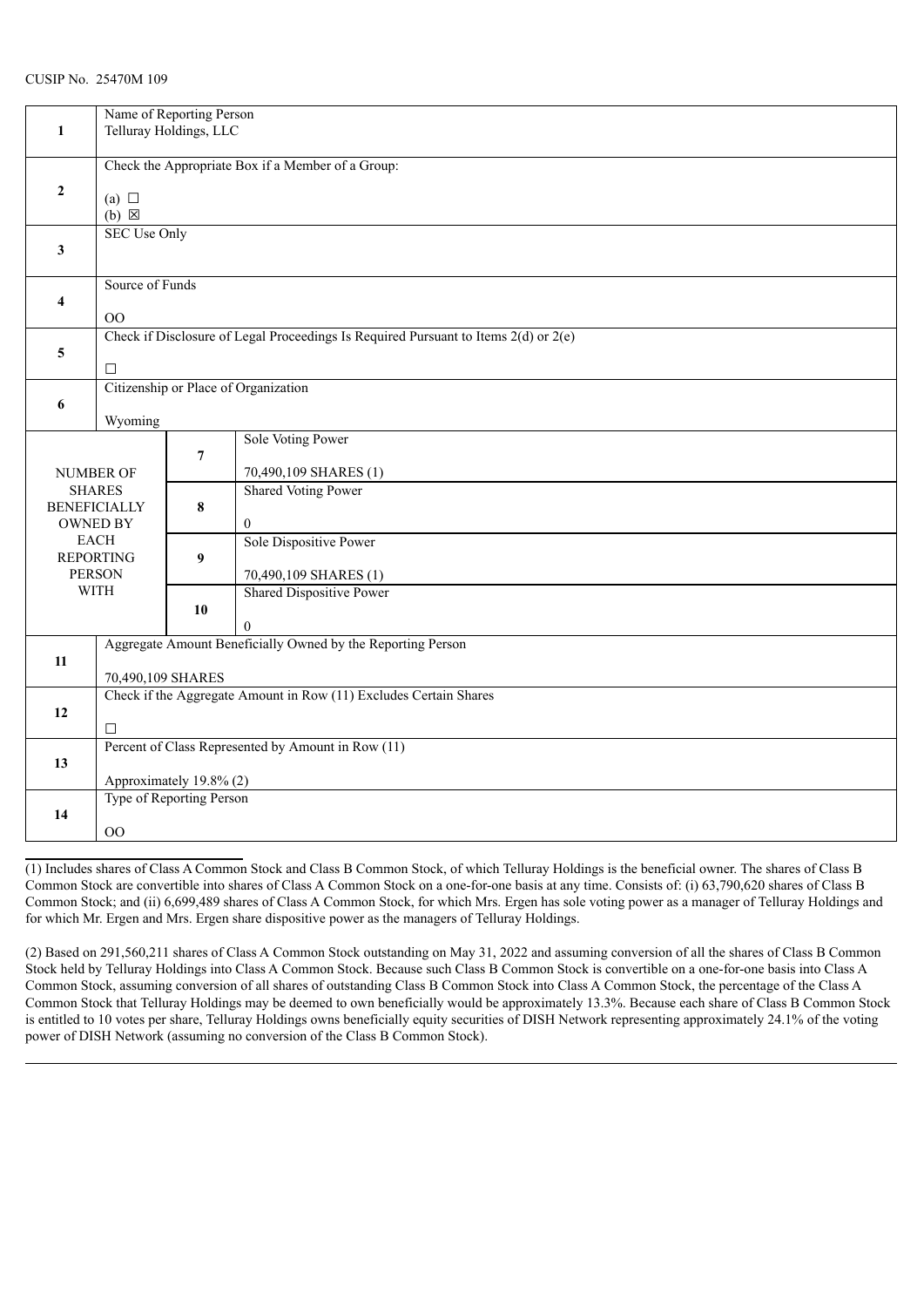CUSIP No. 25470M 109

| | | | |
|---|---|---|---|
| 1 | Name of Reporting Person<br>Telluray Holdings, LLC | | |
| 2 | Check the Appropriate Box if a Member of a Group:<br>(a) ☐<br>(b) ☒ | | |
| 3 | SEC Use Only | | |
| 4 | Source of Funds<br>OO | | |
| 5 | Check if Disclosure of Legal Proceedings Is Required Pursuant to Items 2(d) or 2(e)<br>☐ | | |
| 6 | Citizenship or Place of Organization<br>Wyoming | | |
| NUMBER OF SHARES BENEFICIALLY OWNED BY EACH REPORTING PERSON WITH | | 7 | Sole Voting Power<br>70,490,109 SHARES (1) |
| | | 8 | Shared Voting Power<br>0 |
| | | 9 | Sole Dispositive Power<br>70,490,109 SHARES (1) |
| | | 10 | Shared Dispositive Power<br>0 |
| 11 | Aggregate Amount Beneficially Owned by the Reporting Person<br>70,490,109 SHARES | | |
| 12 | Check if the Aggregate Amount in Row (11) Excludes Certain Shares<br>☐ | | |
| 13 | Percent of Class Represented by Amount in Row (11)<br>Approximately 19.8% (2) | | |
| 14 | Type of Reporting Person<br>OO | | |

(1) Includes shares of Class A Common Stock and Class B Common Stock, of which Telluray Holdings is the beneficial owner. The shares of Class B Common Stock are convertible into shares of Class A Common Stock on a one-for-one basis at any time. Consists of: (i) 63,790,620 shares of Class B Common Stock; and (ii) 6,699,489 shares of Class A Common Stock, for which Mrs. Ergen has sole voting power as a manager of Telluray Holdings and for which Mr. Ergen and Mrs. Ergen share dispositive power as the managers of Telluray Holdings.

(2) Based on 291,560,211 shares of Class A Common Stock outstanding on May 31, 2022 and assuming conversion of all the shares of Class B Common Stock held by Telluray Holdings into Class A Common Stock. Because such Class B Common Stock is convertible on a one-for-one basis into Class A Common Stock, assuming conversion of all shares of outstanding Class B Common Stock into Class A Common Stock, the percentage of the Class A Common Stock that Telluray Holdings may be deemed to own beneficially would be approximately 13.3%. Because each share of Class B Common Stock is entitled to 10 votes per share, Telluray Holdings owns beneficially equity securities of DISH Network representing approximately 24.1% of the voting power of DISH Network (assuming no conversion of the Class B Common Stock).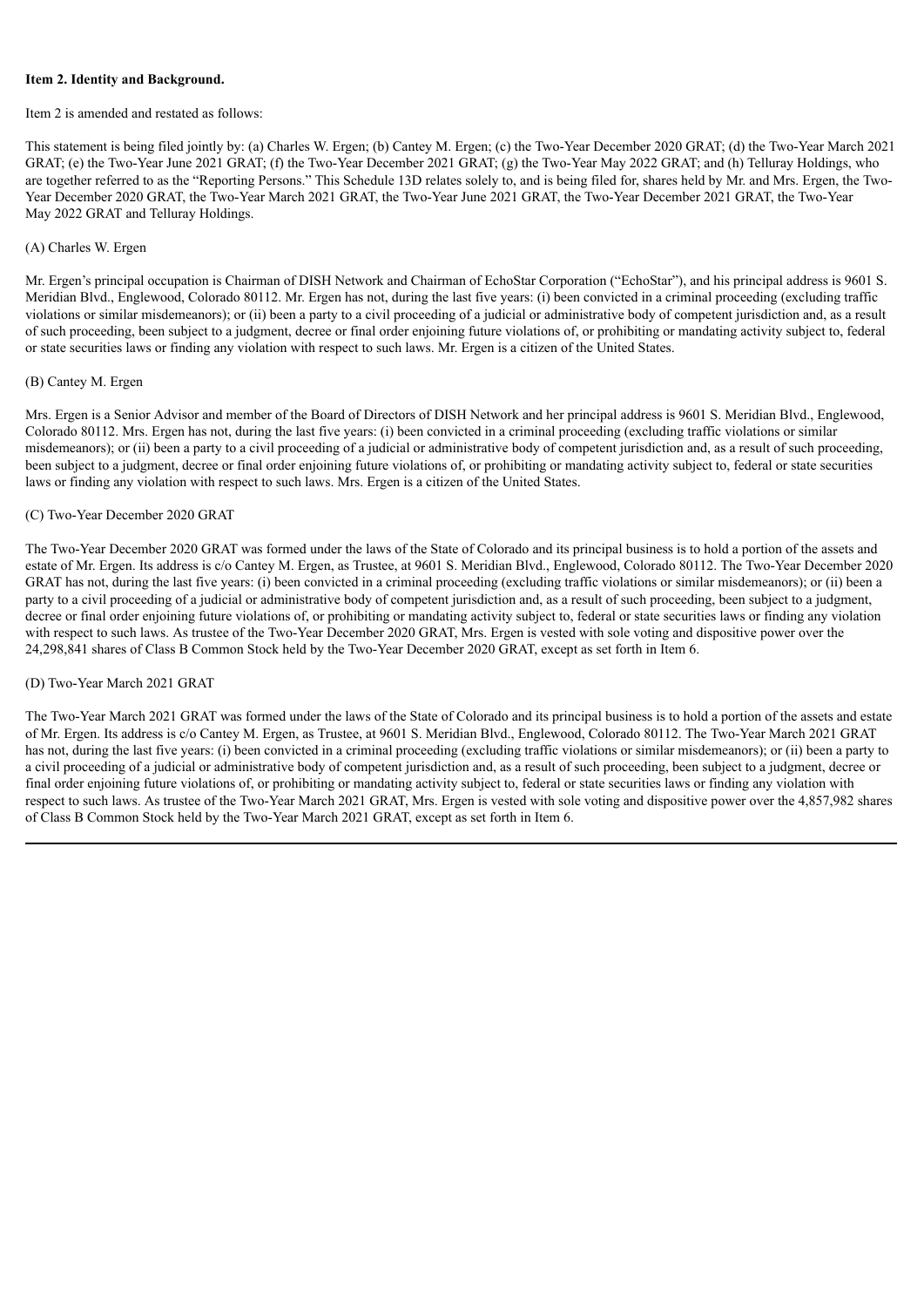**Item 2. Identity and Background.**

Item 2 is amended and restated as follows:

This statement is being filed jointly by: (a) Charles W. Ergen; (b) Cantey M. Ergen; (c) the Two-Year December 2020 GRAT; (d) the Two-Year March 2021 GRAT; (e) the Two-Year June 2021 GRAT; (f) the Two-Year December 2021 GRAT; (g) the Two-Year May 2022 GRAT; and (h) Telluray Holdings, who are together referred to as the "Reporting Persons." This Schedule 13D relates solely to, and is being filed for, shares held by Mr. and Mrs. Ergen, the Two-Year December 2020 GRAT, the Two-Year March 2021 GRAT, the Two-Year June 2021 GRAT, the Two-Year December 2021 GRAT, the Two-Year May 2022 GRAT and Telluray Holdings.

(A) Charles W. Ergen

Mr. Ergen's principal occupation is Chairman of DISH Network and Chairman of EchoStar Corporation ("EchoStar"), and his principal address is 9601 S. Meridian Blvd., Englewood, Colorado 80112. Mr. Ergen has not, during the last five years: (i) been convicted in a criminal proceeding (excluding traffic violations or similar misdemeanors); or (ii) been a party to a civil proceeding of a judicial or administrative body of competent jurisdiction and, as a result of such proceeding, been subject to a judgment, decree or final order enjoining future violations of, or prohibiting or mandating activity subject to, federal or state securities laws or finding any violation with respect to such laws. Mr. Ergen is a citizen of the United States.

(B) Cantey M. Ergen

Mrs. Ergen is a Senior Advisor and member of the Board of Directors of DISH Network and her principal address is 9601 S. Meridian Blvd., Englewood, Colorado 80112. Mrs. Ergen has not, during the last five years: (i) been convicted in a criminal proceeding (excluding traffic violations or similar misdemeanors); or (ii) been a party to a civil proceeding of a judicial or administrative body of competent jurisdiction and, as a result of such proceeding, been subject to a judgment, decree or final order enjoining future violations of, or prohibiting or mandating activity subject to, federal or state securities laws or finding any violation with respect to such laws. Mrs. Ergen is a citizen of the United States.

(C) Two-Year December 2020 GRAT

The Two-Year December 2020 GRAT was formed under the laws of the State of Colorado and its principal business is to hold a portion of the assets and estate of Mr. Ergen. Its address is c/o Cantey M. Ergen, as Trustee, at 9601 S. Meridian Blvd., Englewood, Colorado 80112. The Two-Year December 2020 GRAT has not, during the last five years: (i) been convicted in a criminal proceeding (excluding traffic violations or similar misdemeanors); or (ii) been a party to a civil proceeding of a judicial or administrative body of competent jurisdiction and, as a result of such proceeding, been subject to a judgment, decree or final order enjoining future violations of, or prohibiting or mandating activity subject to, federal or state securities laws or finding any violation with respect to such laws. As trustee of the Two-Year December 2020 GRAT, Mrs. Ergen is vested with sole voting and dispositive power over the 24,298,841 shares of Class B Common Stock held by the Two-Year December 2020 GRAT, except as set forth in Item 6.

(D) Two-Year March 2021 GRAT

The Two-Year March 2021 GRAT was formed under the laws of the State of Colorado and its principal business is to hold a portion of the assets and estate of Mr. Ergen. Its address is c/o Cantey M. Ergen, as Trustee, at 9601 S. Meridian Blvd., Englewood, Colorado 80112. The Two-Year March 2021 GRAT has not, during the last five years: (i) been convicted in a criminal proceeding (excluding traffic violations or similar misdemeanors); or (ii) been a party to a civil proceeding of a judicial or administrative body of competent jurisdiction and, as a result of such proceeding, been subject to a judgment, decree or final order enjoining future violations of, or prohibiting or mandating activity subject to, federal or state securities laws or finding any violation with respect to such laws. As trustee of the Two-Year March 2021 GRAT, Mrs. Ergen is vested with sole voting and dispositive power over the 4,857,982 shares of Class B Common Stock held by the Two-Year March 2021 GRAT, except as set forth in Item 6.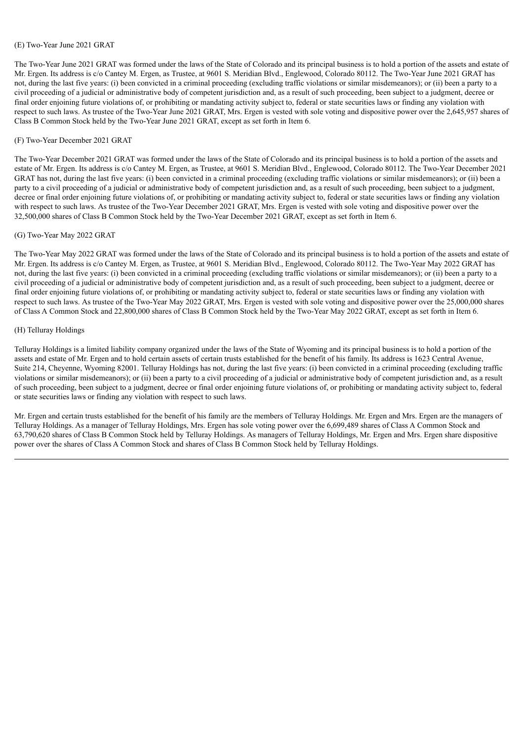(E) Two-Year June 2021 GRAT

The Two-Year June 2021 GRAT was formed under the laws of the State of Colorado and its principal business is to hold a portion of the assets and estate of Mr. Ergen. Its address is c/o Cantey M. Ergen, as Trustee, at 9601 S. Meridian Blvd., Englewood, Colorado 80112. The Two-Year June 2021 GRAT has not, during the last five years: (i) been convicted in a criminal proceeding (excluding traffic violations or similar misdemeanors); or (ii) been a party to a civil proceeding of a judicial or administrative body of competent jurisdiction and, as a result of such proceeding, been subject to a judgment, decree or final order enjoining future violations of, or prohibiting or mandating activity subject to, federal or state securities laws or finding any violation with respect to such laws. As trustee of the Two-Year June 2021 GRAT, Mrs. Ergen is vested with sole voting and dispositive power over the 2,645,957 shares of Class B Common Stock held by the Two-Year June 2021 GRAT, except as set forth in Item 6.

(F) Two-Year December 2021 GRAT

The Two-Year December 2021 GRAT was formed under the laws of the State of Colorado and its principal business is to hold a portion of the assets and estate of Mr. Ergen. Its address is c/o Cantey M. Ergen, as Trustee, at 9601 S. Meridian Blvd., Englewood, Colorado 80112. The Two-Year December 2021 GRAT has not, during the last five years: (i) been convicted in a criminal proceeding (excluding traffic violations or similar misdemeanors); or (ii) been a party to a civil proceeding of a judicial or administrative body of competent jurisdiction and, as a result of such proceeding, been subject to a judgment, decree or final order enjoining future violations of, or prohibiting or mandating activity subject to, federal or state securities laws or finding any violation with respect to such laws. As trustee of the Two-Year December 2021 GRAT, Mrs. Ergen is vested with sole voting and dispositive power over the 32,500,000 shares of Class B Common Stock held by the Two-Year December 2021 GRAT, except as set forth in Item 6.

(G) Two-Year May 2022 GRAT

The Two-Year May 2022 GRAT was formed under the laws of the State of Colorado and its principal business is to hold a portion of the assets and estate of Mr. Ergen. Its address is c/o Cantey M. Ergen, as Trustee, at 9601 S. Meridian Blvd., Englewood, Colorado 80112. The Two-Year May 2022 GRAT has not, during the last five years: (i) been convicted in a criminal proceeding (excluding traffic violations or similar misdemeanors); or (ii) been a party to a civil proceeding of a judicial or administrative body of competent jurisdiction and, as a result of such proceeding, been subject to a judgment, decree or final order enjoining future violations of, or prohibiting or mandating activity subject to, federal or state securities laws or finding any violation with respect to such laws. As trustee of the Two-Year May 2022 GRAT, Mrs. Ergen is vested with sole voting and dispositive power over the 25,000,000 shares of Class A Common Stock and 22,800,000 shares of Class B Common Stock held by the Two-Year May 2022 GRAT, except as set forth in Item 6.

(H) Telluray Holdings

Telluray Holdings is a limited liability company organized under the laws of the State of Wyoming and its principal business is to hold a portion of the assets and estate of Mr. Ergen and to hold certain assets of certain trusts established for the benefit of his family. Its address is 1623 Central Avenue, Suite 214, Cheyenne, Wyoming 82001. Telluray Holdings has not, during the last five years: (i) been convicted in a criminal proceeding (excluding traffic violations or similar misdemeanors); or (ii) been a party to a civil proceeding of a judicial or administrative body of competent jurisdiction and, as a result of such proceeding, been subject to a judgment, decree or final order enjoining future violations of, or prohibiting or mandating activity subject to, federal or state securities laws or finding any violation with respect to such laws.

Mr. Ergen and certain trusts established for the benefit of his family are the members of Telluray Holdings. Mr. Ergen and Mrs. Ergen are the managers of Telluray Holdings. As a manager of Telluray Holdings, Mrs. Ergen has sole voting power over the 6,699,489 shares of Class A Common Stock and 63,790,620 shares of Class B Common Stock held by Telluray Holdings. As managers of Telluray Holdings, Mr. Ergen and Mrs. Ergen share dispositive power over the shares of Class A Common Stock and shares of Class B Common Stock held by Telluray Holdings.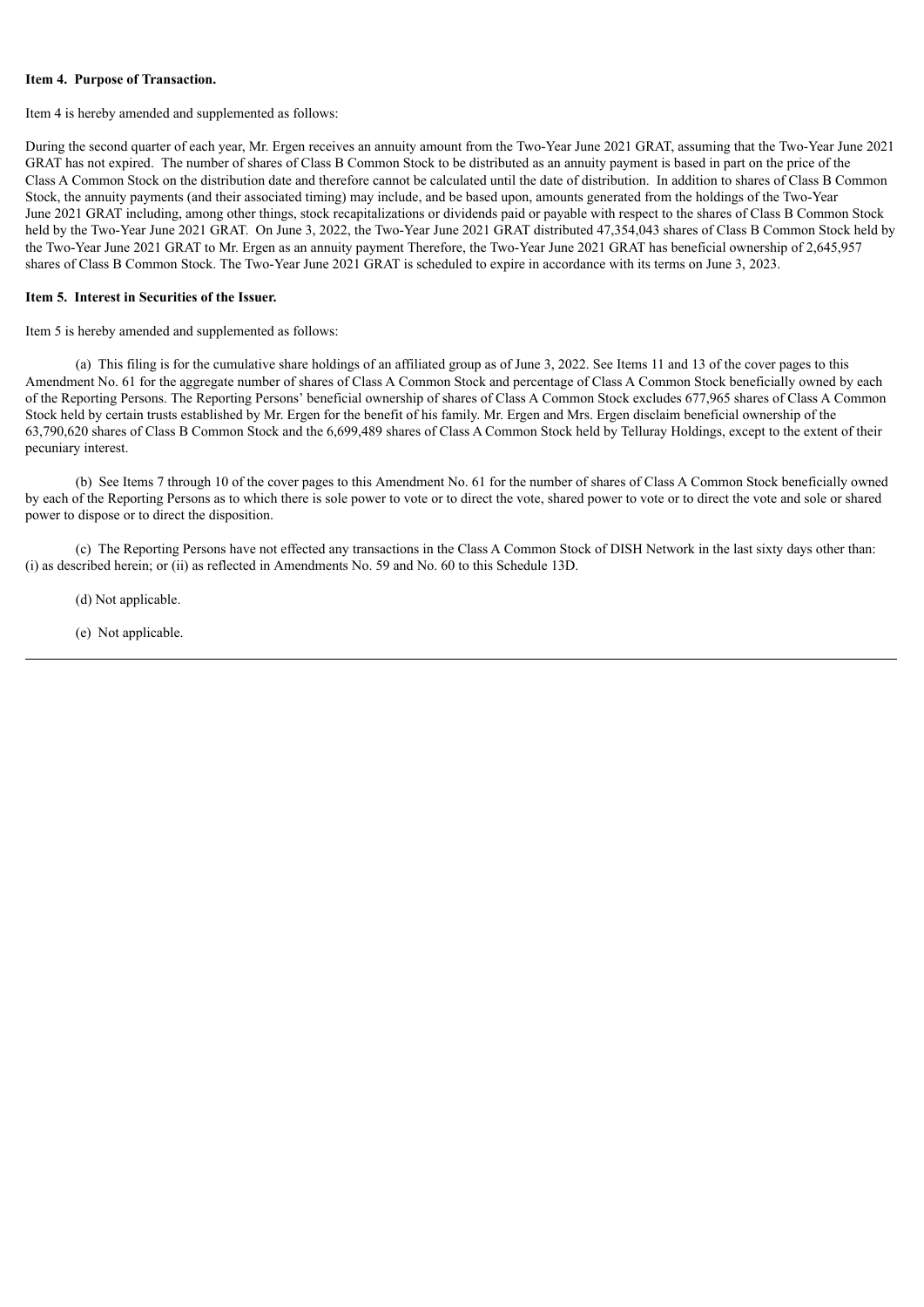**Item 4. Purpose of Transaction.**

Item 4 is hereby amended and supplemented as follows:

During the second quarter of each year, Mr. Ergen receives an annuity amount from the Two-Year June 2021 GRAT, assuming that the Two-Year June 2021 GRAT has not expired. The number of shares of Class B Common Stock to be distributed as an annuity payment is based in part on the price of the Class A Common Stock on the distribution date and therefore cannot be calculated until the date of distribution. In addition to shares of Class B Common Stock, the annuity payments (and their associated timing) may include, and be based upon, amounts generated from the holdings of the Two-Year June 2021 GRAT including, among other things, stock recapitalizations or dividends paid or payable with respect to the shares of Class B Common Stock held by the Two-Year June 2021 GRAT. On June 3, 2022, the Two-Year June 2021 GRAT distributed 47,354,043 shares of Class B Common Stock held by the Two-Year June 2021 GRAT to Mr. Ergen as an annuity payment Therefore, the Two-Year June 2021 GRAT has beneficial ownership of 2,645,957 shares of Class B Common Stock. The Two-Year June 2021 GRAT is scheduled to expire in accordance with its terms on June 3, 2023.

**Item 5. Interest in Securities of the Issuer.**

Item 5 is hereby amended and supplemented as follows:

(a) This filing is for the cumulative share holdings of an affiliated group as of June 3, 2022. See Items 11 and 13 of the cover pages to this Amendment No. 61 for the aggregate number of shares of Class A Common Stock and percentage of Class A Common Stock beneficially owned by each of the Reporting Persons. The Reporting Persons' beneficial ownership of shares of Class A Common Stock excludes 677,965 shares of Class A Common Stock held by certain trusts established by Mr. Ergen for the benefit of his family. Mr. Ergen and Mrs. Ergen disclaim beneficial ownership of the 63,790,620 shares of Class B Common Stock and the 6,699,489 shares of Class A Common Stock held by Telluray Holdings, except to the extent of their pecuniary interest.

(b) See Items 7 through 10 of the cover pages to this Amendment No. 61 for the number of shares of Class A Common Stock beneficially owned by each of the Reporting Persons as to which there is sole power to vote or to direct the vote, shared power to vote or to direct the vote and sole or shared power to dispose or to direct the disposition.

(c) The Reporting Persons have not effected any transactions in the Class A Common Stock of DISH Network in the last sixty days other than: (i) as described herein; or (ii) as reflected in Amendments No. 59 and No. 60 to this Schedule 13D.

(d) Not applicable.

(e) Not applicable.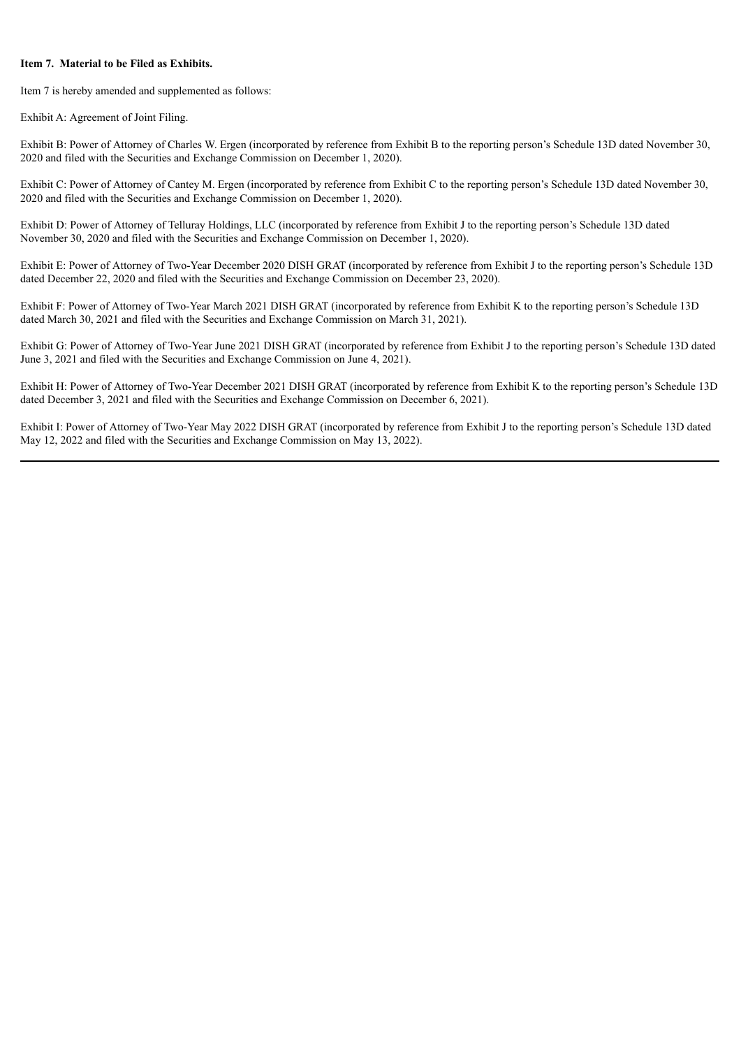**Item 7. Material to be Filed as Exhibits.**

Item 7 is hereby amended and supplemented as follows:

Exhibit A: Agreement of Joint Filing.

Exhibit B: Power of Attorney of Charles W. Ergen (incorporated by reference from Exhibit B to the reporting person's Schedule 13D dated November 30, 2020 and filed with the Securities and Exchange Commission on December 1, 2020).

Exhibit C: Power of Attorney of Cantey M. Ergen (incorporated by reference from Exhibit C to the reporting person's Schedule 13D dated November 30, 2020 and filed with the Securities and Exchange Commission on December 1, 2020).

Exhibit D: Power of Attorney of Telluray Holdings, LLC (incorporated by reference from Exhibit J to the reporting person's Schedule 13D dated November 30, 2020 and filed with the Securities and Exchange Commission on December 1, 2020).

Exhibit E: Power of Attorney of Two-Year December 2020 DISH GRAT (incorporated by reference from Exhibit J to the reporting person's Schedule 13D dated December 22, 2020 and filed with the Securities and Exchange Commission on December 23, 2020).

Exhibit F: Power of Attorney of Two-Year March 2021 DISH GRAT (incorporated by reference from Exhibit K to the reporting person's Schedule 13D dated March 30, 2021 and filed with the Securities and Exchange Commission on March 31, 2021).

Exhibit G: Power of Attorney of Two-Year June 2021 DISH GRAT (incorporated by reference from Exhibit J to the reporting person's Schedule 13D dated June 3, 2021 and filed with the Securities and Exchange Commission on June 4, 2021).

Exhibit H: Power of Attorney of Two-Year December 2021 DISH GRAT (incorporated by reference from Exhibit K to the reporting person's Schedule 13D dated December 3, 2021 and filed with the Securities and Exchange Commission on December 6, 2021).

Exhibit I: Power of Attorney of Two-Year May 2022 DISH GRAT (incorporated by reference from Exhibit J to the reporting person's Schedule 13D dated May 12, 2022 and filed with the Securities and Exchange Commission on May 13, 2022).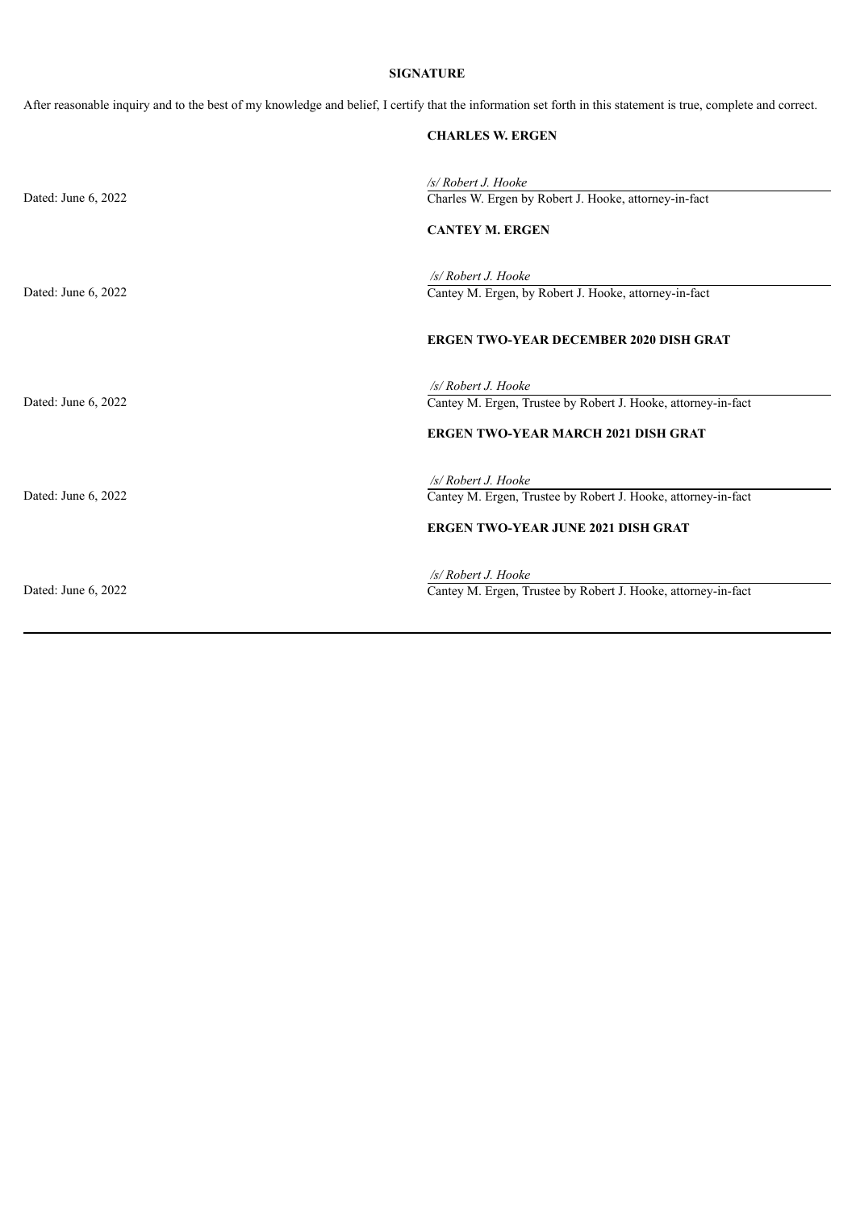**SIGNATURE**

After reasonable inquiry and to the best of my knowledge and belief, I certify that the information set forth in this statement is true, complete and correct.

**CHARLES W. ERGEN**

Dated: June 6, 2022

*/s/ Robert J. Hooke*
Charles W. Ergen by Robert J. Hooke, attorney-in-fact

**CANTEY M. ERGEN**

Dated: June 6, 2022

*/s/ Robert J. Hooke*
Cantey M. Ergen, by Robert J. Hooke, attorney-in-fact

**ERGEN TWO-YEAR DECEMBER 2020 DISH GRAT**

Dated: June 6, 2022

*/s/ Robert J. Hooke*
Cantey M. Ergen, Trustee by Robert J. Hooke, attorney-in-fact

**ERGEN TWO-YEAR MARCH 2021 DISH GRAT**

Dated: June 6, 2022

*/s/ Robert J. Hooke*
Cantey M. Ergen, Trustee by Robert J. Hooke, attorney-in-fact

**ERGEN TWO-YEAR JUNE 2021 DISH GRAT**

Dated: June 6, 2022

*/s/ Robert J. Hooke*
Cantey M. Ergen, Trustee by Robert J. Hooke, attorney-in-fact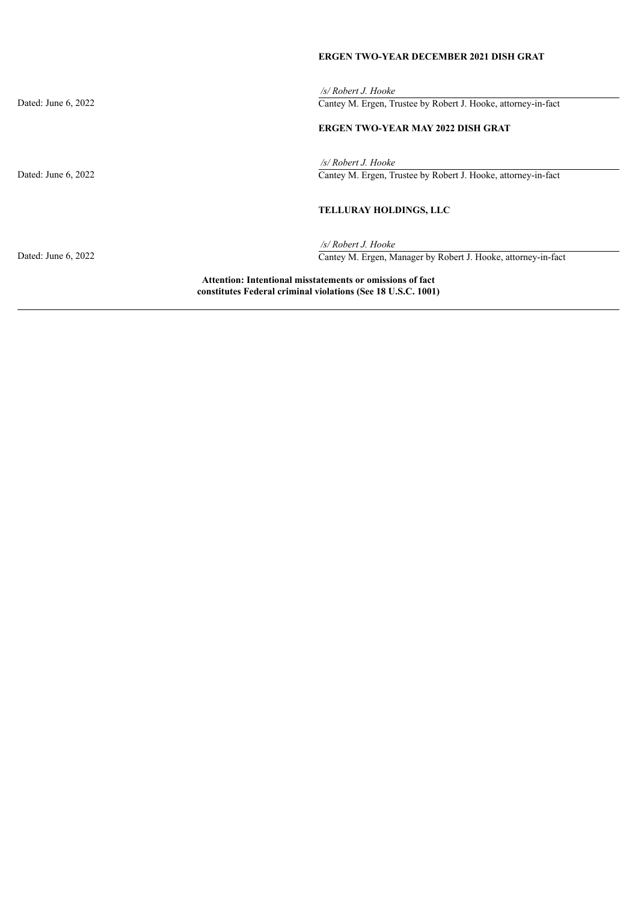**ERGEN TWO-YEAR DECEMBER 2021 DISH GRAT**

Dated: June 6, 2022

*/s/ Robert J. Hooke*
Cantey M. Ergen, Trustee by Robert J. Hooke, attorney-in-fact

**ERGEN TWO-YEAR MAY 2022 DISH GRAT**

Dated: June 6, 2022

*/s/ Robert J. Hooke*
Cantey M. Ergen, Trustee by Robert J. Hooke, attorney-in-fact

**TELLURAY HOLDINGS, LLC**

Dated: June 6, 2022

*/s/ Robert J. Hooke*
Cantey M. Ergen, Manager by Robert J. Hooke, attorney-in-fact

**Attention: Intentional misstatements or omissions of fact constitutes Federal criminal violations (See 18 U.S.C. 1001)**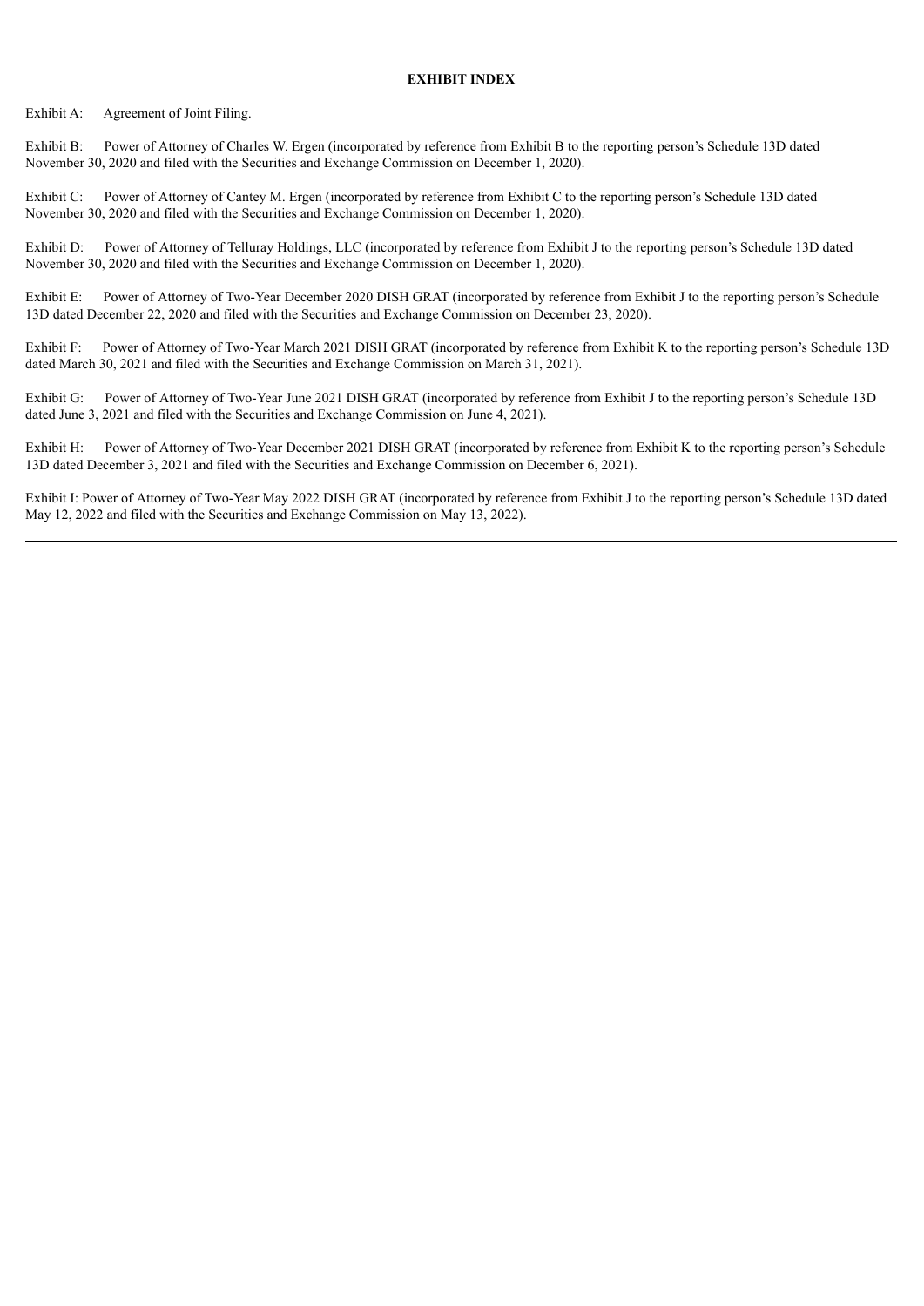**EXHIBIT INDEX**

Exhibit A: Agreement of Joint Filing.

Exhibit B: Power of Attorney of Charles W. Ergen (incorporated by reference from Exhibit B to the reporting person's Schedule 13D dated November 30, 2020 and filed with the Securities and Exchange Commission on December 1, 2020).

Exhibit C: Power of Attorney of Cantey M. Ergen (incorporated by reference from Exhibit C to the reporting person's Schedule 13D dated November 30, 2020 and filed with the Securities and Exchange Commission on December 1, 2020).

Exhibit D: Power of Attorney of Telluray Holdings, LLC (incorporated by reference from Exhibit J to the reporting person's Schedule 13D dated November 30, 2020 and filed with the Securities and Exchange Commission on December 1, 2020).

Exhibit E: Power of Attorney of Two-Year December 2020 DISH GRAT (incorporated by reference from Exhibit J to the reporting person's Schedule 13D dated December 22, 2020 and filed with the Securities and Exchange Commission on December 23, 2020).

Exhibit F: Power of Attorney of Two-Year March 2021 DISH GRAT (incorporated by reference from Exhibit K to the reporting person's Schedule 13D dated March 30, 2021 and filed with the Securities and Exchange Commission on March 31, 2021).

Exhibit G: Power of Attorney of Two-Year June 2021 DISH GRAT (incorporated by reference from Exhibit J to the reporting person's Schedule 13D dated June 3, 2021 and filed with the Securities and Exchange Commission on June 4, 2021).

Exhibit H: Power of Attorney of Two-Year December 2021 DISH GRAT (incorporated by reference from Exhibit K to the reporting person's Schedule 13D dated December 3, 2021 and filed with the Securities and Exchange Commission on December 6, 2021).

Exhibit I: Power of Attorney of Two-Year May 2022 DISH GRAT (incorporated by reference from Exhibit J to the reporting person's Schedule 13D dated May 12, 2022 and filed with the Securities and Exchange Commission on May 13, 2022).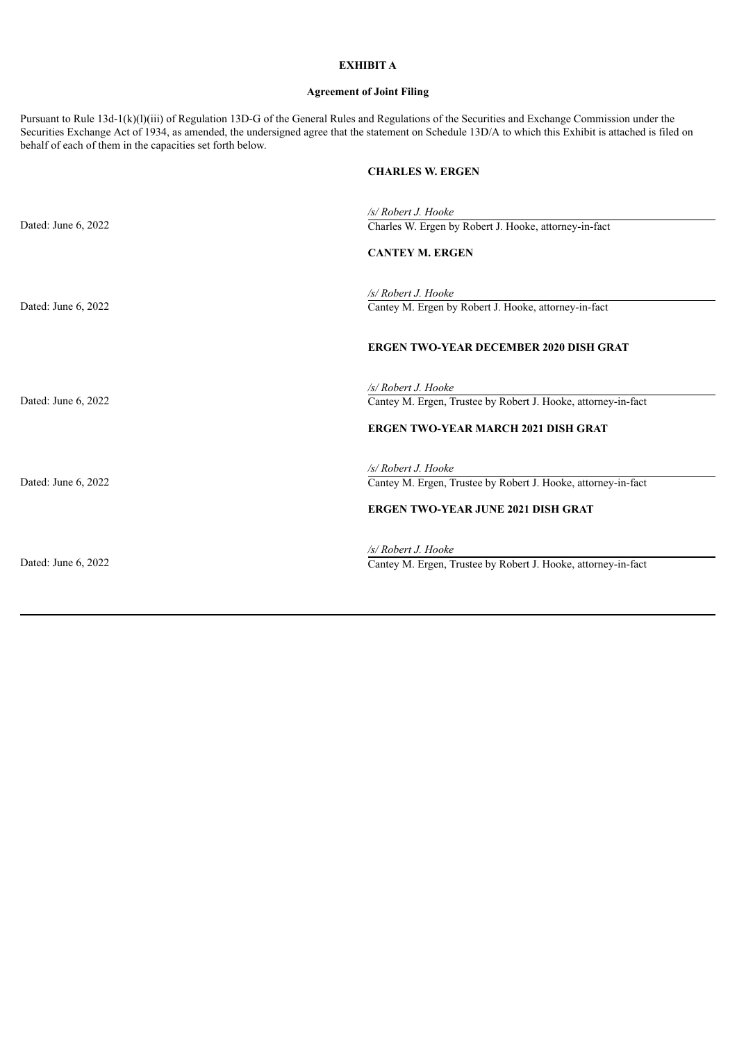**EXHIBIT A**

**Agreement of Joint Filing**

Pursuant to Rule 13d-1(k)(l)(iii) of Regulation 13D-G of the General Rules and Regulations of the Securities and Exchange Commission under the Securities Exchange Act of 1934, as amended, the undersigned agree that the statement on Schedule 13D/A to which this Exhibit is attached is filed on behalf of each of them in the capacities set forth below.

**CHARLES W. ERGEN**

Dated: June 6, 2022

*/s/ Robert J. Hooke*
Charles W. Ergen by Robert J. Hooke, attorney-in-fact

**CANTEY M. ERGEN**

Dated: June 6, 2022

*/s/ Robert J. Hooke*
Cantey M. Ergen by Robert J. Hooke, attorney-in-fact

**ERGEN TWO-YEAR DECEMBER 2020 DISH GRAT**

Dated: June 6, 2022

*/s/ Robert J. Hooke*
Cantey M. Ergen, Trustee by Robert J. Hooke, attorney-in-fact

**ERGEN TWO-YEAR MARCH 2021 DISH GRAT**

Dated: June 6, 2022

*/s/ Robert J. Hooke*
Cantey M. Ergen, Trustee by Robert J. Hooke, attorney-in-fact

**ERGEN TWO-YEAR JUNE 2021 DISH GRAT**

Dated: June 6, 2022

*/s/ Robert J. Hooke*
Cantey M. Ergen, Trustee by Robert J. Hooke, attorney-in-fact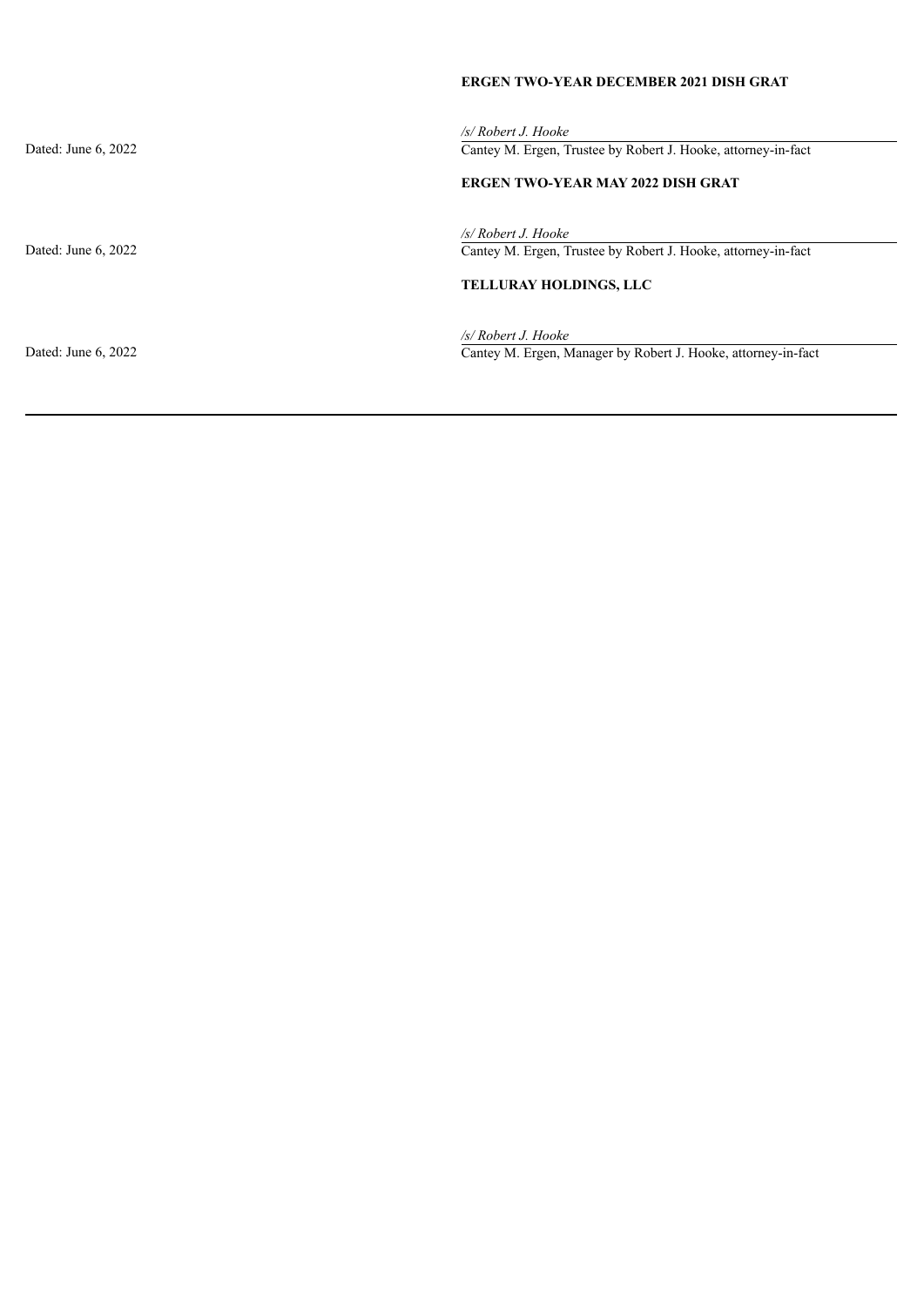**ERGEN TWO-YEAR DECEMBER 2021 DISH GRAT**

Dated: June 6, 2022

*/s/ Robert J. Hooke*
Cantey M. Ergen, Trustee by Robert J. Hooke, attorney-in-fact

**ERGEN TWO-YEAR MAY 2022 DISH GRAT**

Dated: June 6, 2022

*/s/ Robert J. Hooke*
Cantey M. Ergen, Trustee by Robert J. Hooke, attorney-in-fact

**TELLURAY HOLDINGS, LLC**

Dated: June 6, 2022

*/s/ Robert J. Hooke*
Cantey M. Ergen, Manager by Robert J. Hooke, attorney-in-fact